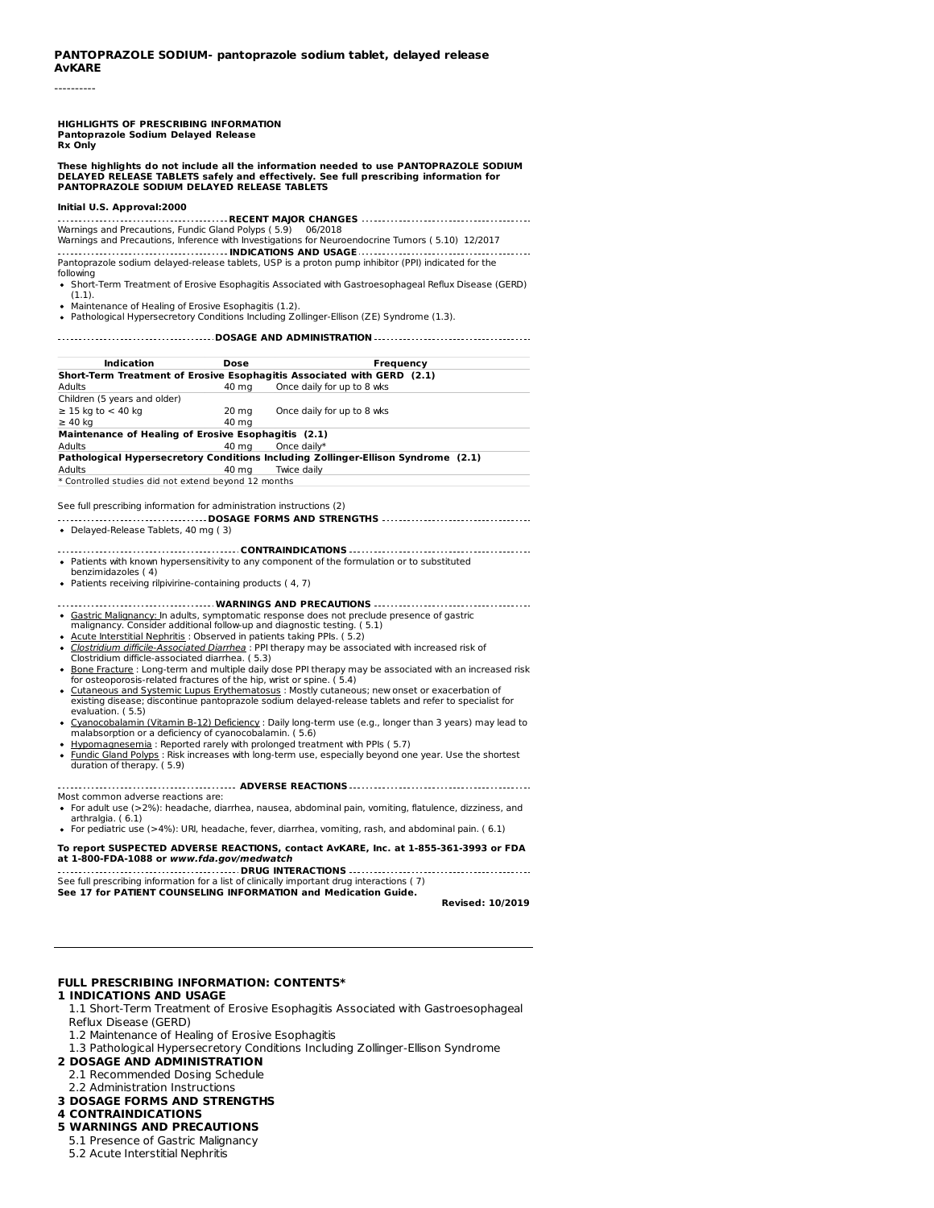**PANTOPRAZOLE SODIUM- pantoprazole sodium tablet, delayed release**
**AvKARE**

----------

**HIGHLIGHTS OF PRESCRIBING INFORMATION**
**Pantoprazole Sodium Delayed Release**
**Rx Only**

**These highlights do not include all the information needed to use PANTOPRAZOLE SODIUM DELAYED RELEASE TABLETS safely and effectively. See full prescribing information for PANTOPRAZOLE SODIUM DELAYED RELEASE TABLETS**

**Initial U.S. Approval:2000**

**RECENT MAJOR CHANGES**

Warnings and Precautions, Fundic Gland Polyps ( 5.9) 06/2018
Warnings and Precautions, Inference with Investigations for Neuroendocrine Tumors ( 5.10) 12/2017

**INDICATIONS AND USAGE**

Pantoprazole sodium delayed-release tablets, USP is a proton pump inhibitor (PPI) indicated for the following

- Short-Term Treatment of Erosive Esophagitis Associated with Gastroesophageal Reflux Disease (GERD) (1.1).
- Maintenance of Healing of Erosive Esophagitis (1.2).
- Pathological Hypersecretory Conditions Including Zollinger-Ellison (ZE) Syndrome (1.3).

**DOSAGE AND ADMINISTRATION**

| Indication | Dose | Frequency |
|---|---|---|
| **Short-Term Treatment of Erosive Esophagitis Associated with GERD (2.1)** | | |
| Adults | 40 mg | Once daily for up to 8 wks |
| Children (5 years and older) | | |
| ≥ 15 kg to < 40 kg | 20 mg | Once daily for up to 8 wks |
| ≥ 40 kg | 40 mg | |
| **Maintenance of Healing of Erosive Esophagitis (2.1)** | | |
| Adults | 40 mg | Once daily* |
| **Pathological Hypersecretory Conditions Including Zollinger-Ellison Syndrome (2.1)** | | |
| Adults | 40 mg | Twice daily |
| * Controlled studies did not extend beyond 12 months | | |

See full prescribing information for administration instructions (2)

**DOSAGE FORMS AND STRENGTHS**

- Delayed-Release Tablets, 40 mg ( 3)

**CONTRAINDICATIONS**

- Patients with known hypersensitivity to any component of the formulation or to substituted benzimidazoles ( 4)
- Patients receiving rilpivirine-containing products ( 4, 7)

**WARNINGS AND PRECAUTIONS**

- Gastric Malignancy: In adults, symptomatic response does not preclude presence of gastric malignancy. Consider additional follow-up and diagnostic testing. ( 5.1)
- Acute Interstitial Nephritis : Observed in patients taking PPIs. ( 5.2)
- *Clostridium difficile-Associated Diarrhea* : PPI therapy may be associated with increased risk of Clostridium difficile-associated diarrhea. ( 5.3)
- Bone Fracture : Long-term and multiple daily dose PPI therapy may be associated with an increased risk for osteoporosis-related fractures of the hip, wrist or spine. ( 5.4)
- Cutaneous and Systemic Lupus Erythematosus : Mostly cutaneous; new onset or exacerbation of existing disease; discontinue pantoprazole sodium delayed-release tablets and refer to specialist for evaluation. ( 5.5)
- Cyanocobalamin (Vitamin B-12) Deficiency : Daily long-term use (e.g., longer than 3 years) may lead to malabsorption or a deficiency of cyanocobalamin. ( 5.6)
- Hypomagnesemia : Reported rarely with prolonged treatment with PPIs ( 5.7)
- Fundic Gland Polyps : Risk increases with long-term use, especially beyond one year. Use the shortest duration of therapy. ( 5.9)

**ADVERSE REACTIONS**

Most common adverse reactions are:

- For adult use (>2%): headache, diarrhea, nausea, abdominal pain, vomiting, flatulence, dizziness, and arthralgia. ( 6.1)
- For pediatric use (>4%): URI, headache, fever, diarrhea, vomiting, rash, and abdominal pain. ( 6.1)

**To report SUSPECTED ADVERSE REACTIONS, contact AvKARE, Inc. at 1-855-361-3993 or FDA at 1-800-FDA-1088 or *www.fda.gov/medwatch***

**DRUG INTERACTIONS**

See full prescribing information for a list of clinically important drug interactions ( 7)

**See 17 for PATIENT COUNSELING INFORMATION and Medication Guide.**

**Revised: 10/2019**

---

**FULL PRESCRIBING INFORMATION: CONTENTS***

**1 INDICATIONS AND USAGE**
 1.1 Short-Term Treatment of Erosive Esophagitis Associated with Gastroesophageal Reflux Disease (GERD)
 1.2 Maintenance of Healing of Erosive Esophagitis
 1.3 Pathological Hypersecretory Conditions Including Zollinger-Ellison Syndrome
**2 DOSAGE AND ADMINISTRATION**
 2.1 Recommended Dosing Schedule
 2.2 Administration Instructions
**3 DOSAGE FORMS AND STRENGTHS**
**4 CONTRAINDICATIONS**
**5 WARNINGS AND PRECAUTIONS**
 5.1 Presence of Gastric Malignancy
 5.2 Acute Interstitial Nephritis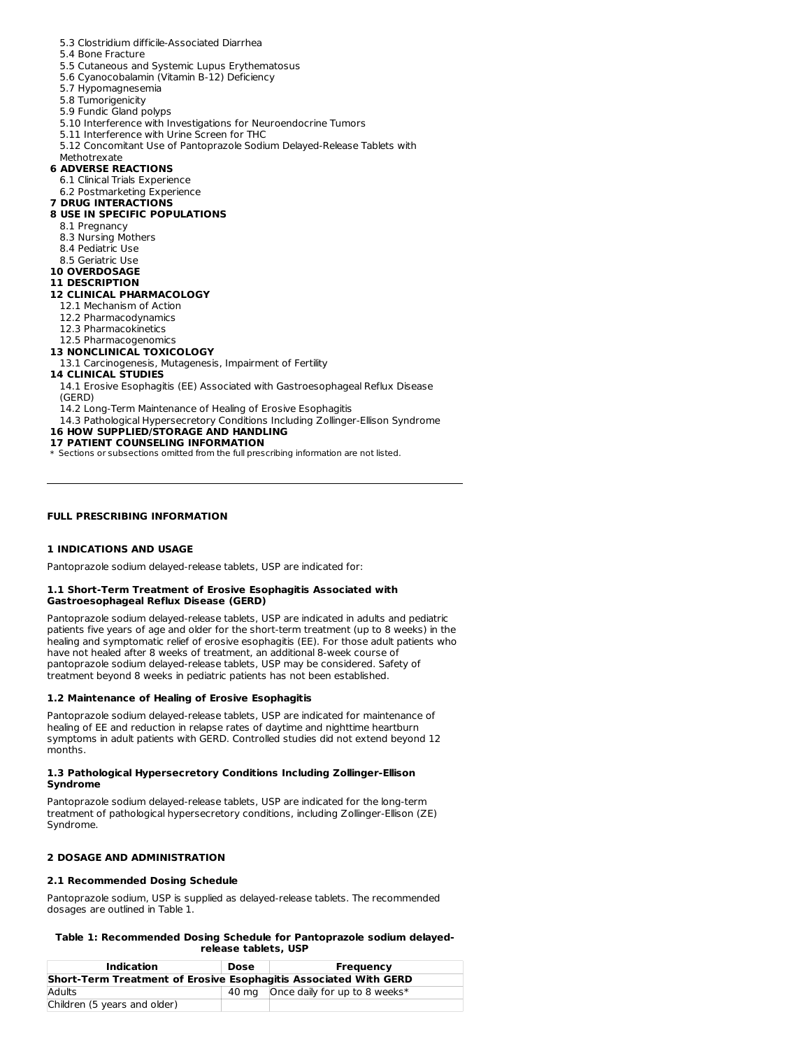5.3 Clostridium difficile-Associated Diarrhea
5.4 Bone Fracture
5.5 Cutaneous and Systemic Lupus Erythematosus
5.6 Cyanocobalamin (Vitamin B-12) Deficiency
5.7 Hypomagnesemia
5.8 Tumorigenicity
5.9 Fundic Gland polyps
5.10 Interference with Investigations for Neuroendocrine Tumors
5.11 Interference with Urine Screen for THC
5.12 Concomitant Use of Pantoprazole Sodium Delayed-Release Tablets with Methotrexate

**6 ADVERSE REACTIONS**
6.1 Clinical Trials Experience
6.2 Postmarketing Experience

**7 DRUG INTERACTIONS**

**8 USE IN SPECIFIC POPULATIONS**
8.1 Pregnancy
8.3 Nursing Mothers
8.4 Pediatric Use
8.5 Geriatric Use

**10 OVERDOSAGE**

**11 DESCRIPTION**

**12 CLINICAL PHARMACOLOGY**
12.1 Mechanism of Action
12.2 Pharmacodynamics
12.3 Pharmacokinetics
12.5 Pharmacogenomics

**13 NONCLINICAL TOXICOLOGY**
13.1 Carcinogenesis, Mutagenesis, Impairment of Fertility

**14 CLINICAL STUDIES**
14.1 Erosive Esophagitis (EE) Associated with Gastroesophageal Reflux Disease (GERD)
14.2 Long-Term Maintenance of Healing of Erosive Esophagitis
14.3 Pathological Hypersecretory Conditions Including Zollinger-Ellison Syndrome

**16 HOW SUPPLIED/STORAGE AND HANDLING**

**17 PATIENT COUNSELING INFORMATION**

* Sections or subsections omitted from the full prescribing information are not listed.

---

## FULL PRESCRIBING INFORMATION

## 1 INDICATIONS AND USAGE

Pantoprazole sodium delayed-release tablets, USP are indicated for:

### 1.1 Short-Term Treatment of Erosive Esophagitis Associated with Gastroesophageal Reflux Disease (GERD)

Pantoprazole sodium delayed-release tablets, USP are indicated in adults and pediatric patients five years of age and older for the short-term treatment (up to 8 weeks) in the healing and symptomatic relief of erosive esophagitis (EE). For those adult patients who have not healed after 8 weeks of treatment, an additional 8-week course of pantoprazole sodium delayed-release tablets, USP may be considered. Safety of treatment beyond 8 weeks in pediatric patients has not been established.

### 1.2 Maintenance of Healing of Erosive Esophagitis

Pantoprazole sodium delayed-release tablets, USP are indicated for maintenance of healing of EE and reduction in relapse rates of daytime and nighttime heartburn symptoms in adult patients with GERD. Controlled studies did not extend beyond 12 months.

### 1.3 Pathological Hypersecretory Conditions Including Zollinger-Ellison Syndrome

Pantoprazole sodium delayed-release tablets, USP are indicated for the long-term treatment of pathological hypersecretory conditions, including Zollinger-Ellison (ZE) Syndrome.

## 2 DOSAGE AND ADMINISTRATION

### 2.1 Recommended Dosing Schedule

Pantoprazole sodium, USP is supplied as delayed-release tablets. The recommended dosages are outlined in Table 1.

**Table 1: Recommended Dosing Schedule for Pantoprazole sodium delayed-release tablets, USP**

| Indication | Dose | Frequency |
| --- | --- | --- |
| **Short-Term Treatment of Erosive Esophagitis Associated With GERD** | | |
| Adults | 40 mg | Once daily for up to 8 weeks* |
| Children (5 years and older) | | |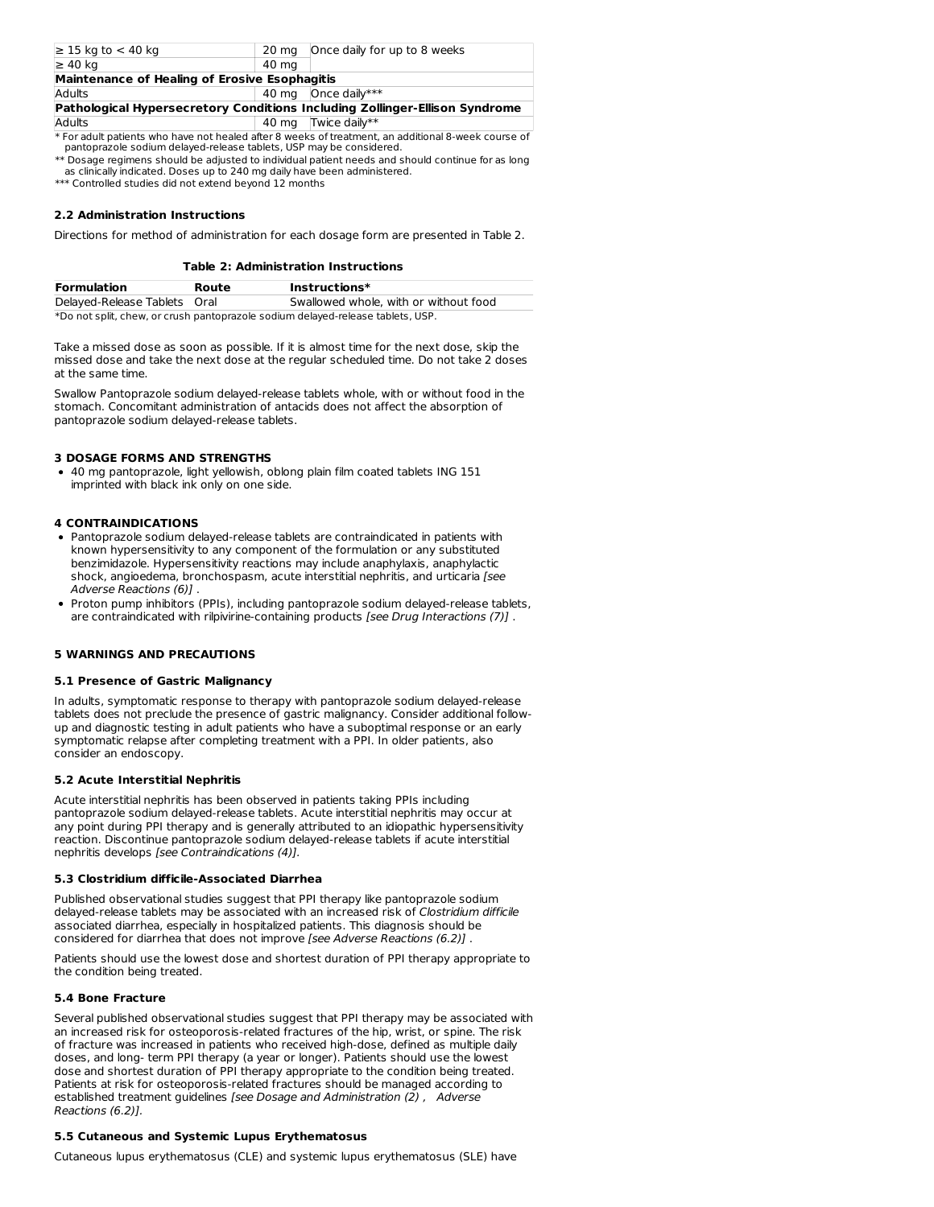| | | |
|---|---|---|
| ≥ 15 kg to < 40 kg | 20 mg | Once daily for up to 8 weeks |
| ≥ 40 kg | 40 mg | |
| **Maintenance of Healing of Erosive Esophagitis** | | |
| Adults | 40 mg | Once daily*** |
| **Pathological Hypersecretory Conditions Including Zollinger-Ellison Syndrome** | | |
| Adults | 40 mg | Twice daily** |

\* For adult patients who have not healed after 8 weeks of treatment, an additional 8-week course of pantoprazole sodium delayed-release tablets, USP may be considered.

** Dosage regimens should be adjusted to individual patient needs and should continue for as long as clinically indicated. Doses up to 240 mg daily have been administered.

*** Controlled studies did not extend beyond 12 months

### 2.2 Administration Instructions

Directions for method of administration for each dosage form are presented in Table 2.

**Table 2: Administration Instructions**

| Formulation | Route | Instructions* |
|---|---|---|
| Delayed-Release Tablets | Oral | Swallowed whole, with or without food |

*Do not split, chew, or crush pantoprazole sodium delayed-release tablets, USP.

Take a missed dose as soon as possible. If it is almost time for the next dose, skip the missed dose and take the next dose at the regular scheduled time. Do not take 2 doses at the same time.

Swallow Pantoprazole sodium delayed-release tablets whole, with or without food in the stomach. Concomitant administration of antacids does not affect the absorption of pantoprazole sodium delayed-release tablets.

## 3 DOSAGE FORMS AND STRENGTHS

- 40 mg pantoprazole, light yellowish, oblong plain film coated tablets ING 151 imprinted with black ink only on one side.

## 4 CONTRAINDICATIONS

- Pantoprazole sodium delayed-release tablets are contraindicated in patients with known hypersensitivity to any component of the formulation or any substituted benzimidazole. Hypersensitivity reactions may include anaphylaxis, anaphylactic shock, angioedema, bronchospasm, acute interstitial nephritis, and urticaria *[see Adverse Reactions (6)]* .
- Proton pump inhibitors (PPIs), including pantoprazole sodium delayed-release tablets, are contraindicated with rilpivirine-containing products *[see Drug Interactions (7)]* .

## 5 WARNINGS AND PRECAUTIONS

### 5.1 Presence of Gastric Malignancy

In adults, symptomatic response to therapy with pantoprazole sodium delayed-release tablets does not preclude the presence of gastric malignancy. Consider additional follow-up and diagnostic testing in adult patients who have a suboptimal response or an early symptomatic relapse after completing treatment with a PPI. In older patients, also consider an endoscopy.

### 5.2 Acute Interstitial Nephritis

Acute interstitial nephritis has been observed in patients taking PPIs including pantoprazole sodium delayed-release tablets. Acute interstitial nephritis may occur at any point during PPI therapy and is generally attributed to an idiopathic hypersensitivity reaction. Discontinue pantoprazole sodium delayed-release tablets if acute interstitial nephritis develops *[see Contraindications (4)]*.

### 5.3 Clostridium difficile-Associated Diarrhea

Published observational studies suggest that PPI therapy like pantoprazole sodium delayed-release tablets may be associated with an increased risk of *Clostridium difficile* associated diarrhea, especially in hospitalized patients. This diagnosis should be considered for diarrhea that does not improve *[see Adverse Reactions (6.2)]* .

Patients should use the lowest dose and shortest duration of PPI therapy appropriate to the condition being treated.

### 5.4 Bone Fracture

Several published observational studies suggest that PPI therapy may be associated with an increased risk for osteoporosis-related fractures of the hip, wrist, or spine. The risk of fracture was increased in patients who received high-dose, defined as multiple daily doses, and long- term PPI therapy (a year or longer). Patients should use the lowest dose and shortest duration of PPI therapy appropriate to the condition being treated. Patients at risk for osteoporosis-related fractures should be managed according to established treatment guidelines *[see Dosage and Administration (2) , Adverse Reactions (6.2)]*.

### 5.5 Cutaneous and Systemic Lupus Erythematosus

Cutaneous lupus erythematosus (CLE) and systemic lupus erythematosus (SLE) have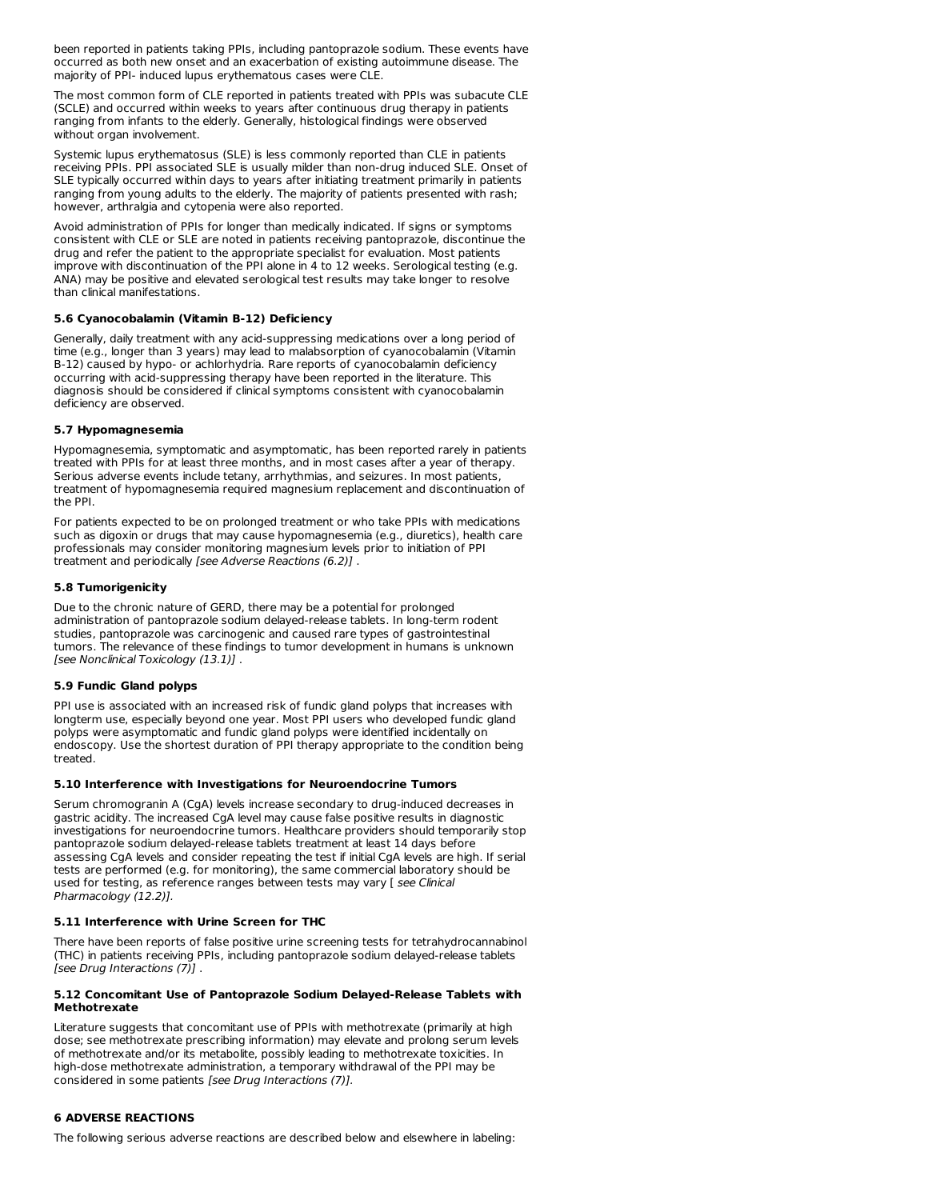been reported in patients taking PPIs, including pantoprazole sodium. These events have occurred as both new onset and an exacerbation of existing autoimmune disease. The majority of PPI- induced lupus erythematous cases were CLE.

The most common form of CLE reported in patients treated with PPIs was subacute CLE (SCLE) and occurred within weeks to years after continuous drug therapy in patients ranging from infants to the elderly. Generally, histological findings were observed without organ involvement.

Systemic lupus erythematosus (SLE) is less commonly reported than CLE in patients receiving PPIs. PPI associated SLE is usually milder than non-drug induced SLE. Onset of SLE typically occurred within days to years after initiating treatment primarily in patients ranging from young adults to the elderly. The majority of patients presented with rash; however, arthralgia and cytopenia were also reported.

Avoid administration of PPIs for longer than medically indicated. If signs or symptoms consistent with CLE or SLE are noted in patients receiving pantoprazole, discontinue the drug and refer the patient to the appropriate specialist for evaluation. Most patients improve with discontinuation of the PPI alone in 4 to 12 weeks. Serological testing (e.g. ANA) may be positive and elevated serological test results may take longer to resolve than clinical manifestations.

### 5.6 Cyanocobalamin (Vitamin B-12) Deficiency

Generally, daily treatment with any acid-suppressing medications over a long period of time (e.g., longer than 3 years) may lead to malabsorption of cyanocobalamin (Vitamin B-12) caused by hypo- or achlorhydria. Rare reports of cyanocobalamin deficiency occurring with acid-suppressing therapy have been reported in the literature. This diagnosis should be considered if clinical symptoms consistent with cyanocobalamin deficiency are observed.

### 5.7 Hypomagnesemia

Hypomagnesemia, symptomatic and asymptomatic, has been reported rarely in patients treated with PPIs for at least three months, and in most cases after a year of therapy. Serious adverse events include tetany, arrhythmias, and seizures. In most patients, treatment of hypomagnesemia required magnesium replacement and discontinuation of the PPI.

For patients expected to be on prolonged treatment or who take PPIs with medications such as digoxin or drugs that may cause hypomagnesemia (e.g., diuretics), health care professionals may consider monitoring magnesium levels prior to initiation of PPI treatment and periodically *[see Adverse Reactions (6.2)]* .

### 5.8 Tumorigenicity

Due to the chronic nature of GERD, there may be a potential for prolonged administration of pantoprazole sodium delayed-release tablets. In long-term rodent studies, pantoprazole was carcinogenic and caused rare types of gastrointestinal tumors. The relevance of these findings to tumor development in humans is unknown *[see Nonclinical Toxicology (13.1)]* .

### 5.9 Fundic Gland polyps

PPI use is associated with an increased risk of fundic gland polyps that increases with longterm use, especially beyond one year. Most PPI users who developed fundic gland polyps were asymptomatic and fundic gland polyps were identified incidentally on endoscopy. Use the shortest duration of PPI therapy appropriate to the condition being treated.

### 5.10 Interference with Investigations for Neuroendocrine Tumors

Serum chromogranin A (CgA) levels increase secondary to drug-induced decreases in gastric acidity. The increased CgA level may cause false positive results in diagnostic investigations for neuroendocrine tumors. Healthcare providers should temporarily stop pantoprazole sodium delayed-release tablets treatment at least 14 days before assessing CgA levels and consider repeating the test if initial CgA levels are high. If serial tests are performed (e.g. for monitoring), the same commercial laboratory should be used for testing, as reference ranges between tests may vary [ *see Clinical Pharmacology (12.2)].*

### 5.11 Interference with Urine Screen for THC

There have been reports of false positive urine screening tests for tetrahydrocannabinol (THC) in patients receiving PPIs, including pantoprazole sodium delayed-release tablets *[see Drug Interactions (7)]* .

### 5.12 Concomitant Use of Pantoprazole Sodium Delayed-Release Tablets with Methotrexate

Literature suggests that concomitant use of PPIs with methotrexate (primarily at high dose; see methotrexate prescribing information) may elevate and prolong serum levels of methotrexate and/or its metabolite, possibly leading to methotrexate toxicities. In high-dose methotrexate administration, a temporary withdrawal of the PPI may be considered in some patients *[see Drug Interactions (7)].*

## 6 ADVERSE REACTIONS

The following serious adverse reactions are described below and elsewhere in labeling: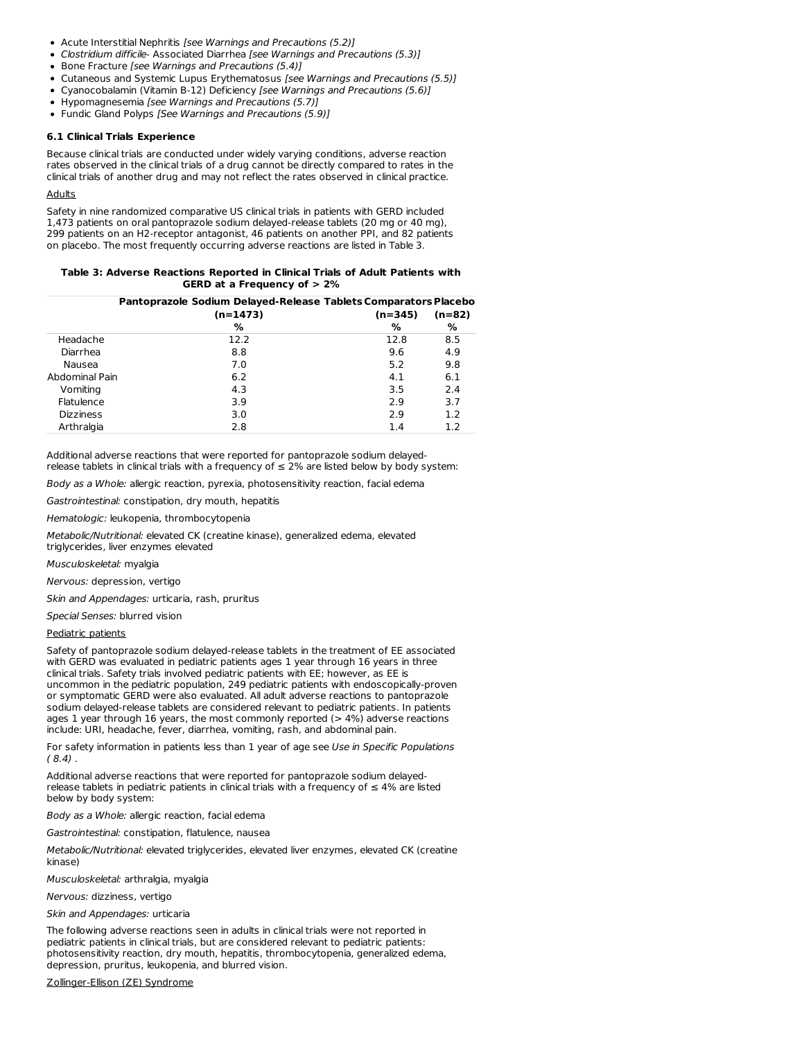- Acute Interstitial Nephritis *[see Warnings and Precautions (5.2)]*
- *Clostridium difficile*- Associated Diarrhea *[see Warnings and Precautions (5.3)]*
- Bone Fracture *[see Warnings and Precautions (5.4)]*
- Cutaneous and Systemic Lupus Erythematosus *[see Warnings and Precautions (5.5)]*
- Cyanocobalamin (Vitamin B-12) Deficiency *[see Warnings and Precautions (5.6)]*
- Hypomagnesemia *[see Warnings and Precautions (5.7)]*
- Fundic Gland Polyps *[See Warnings and Precautions (5.9)]*

### 6.1 Clinical Trials Experience

Because clinical trials are conducted under widely varying conditions, adverse reaction rates observed in the clinical trials of a drug cannot be directly compared to rates in the clinical trials of another drug and may not reflect the rates observed in clinical practice.

Adults

Safety in nine randomized comparative US clinical trials in patients with GERD included 1,473 patients on oral pantoprazole sodium delayed-release tablets (20 mg or 40 mg), 299 patients on an H2-receptor antagonist, 46 patients on another PPI, and 82 patients on placebo. The most frequently occurring adverse reactions are listed in Table 3.

**Table 3: Adverse Reactions Reported in Clinical Trials of Adult Patients with GERD at a Frequency of > 2%**

| | Pantoprazole Sodium Delayed-Release Tablets (n=1473) % | Comparators (n=345) % | Placebo (n=82) % |
|---|---|---|---|
| Headache | 12.2 | 12.8 | 8.5 |
| Diarrhea | 8.8 | 9.6 | 4.9 |
| Nausea | 7.0 | 5.2 | 9.8 |
| Abdominal Pain | 6.2 | 4.1 | 6.1 |
| Vomiting | 4.3 | 3.5 | 2.4 |
| Flatulence | 3.9 | 2.9 | 3.7 |
| Dizziness | 3.0 | 2.9 | 1.2 |
| Arthralgia | 2.8 | 1.4 | 1.2 |

Additional adverse reactions that were reported for pantoprazole sodium delayed-release tablets in clinical trials with a frequency of ≤ 2% are listed below by body system:

*Body as a Whole:* allergic reaction, pyrexia, photosensitivity reaction, facial edema

*Gastrointestinal:* constipation, dry mouth, hepatitis

*Hematologic:* leukopenia, thrombocytopenia

*Metabolic/Nutritional:* elevated CK (creatine kinase), generalized edema, elevated triglycerides, liver enzymes elevated

*Musculoskeletal:* myalgia

*Nervous:* depression, vertigo

*Skin and Appendages:* urticaria, rash, pruritus

*Special Senses:* blurred vision

Pediatric patients

Safety of pantoprazole sodium delayed-release tablets in the treatment of EE associated with GERD was evaluated in pediatric patients ages 1 year through 16 years in three clinical trials. Safety trials involved pediatric patients with EE; however, as EE is uncommon in the pediatric population, 249 pediatric patients with endoscopically-proven or symptomatic GERD were also evaluated. All adult adverse reactions to pantoprazole sodium delayed-release tablets are considered relevant to pediatric patients. In patients ages 1 year through 16 years, the most commonly reported (> 4%) adverse reactions include: URI, headache, fever, diarrhea, vomiting, rash, and abdominal pain.

For safety information in patients less than 1 year of age see *Use in Specific Populations ( 8.4)* .

Additional adverse reactions that were reported for pantoprazole sodium delayed-release tablets in pediatric patients in clinical trials with a frequency of ≤ 4% are listed below by body system:

*Body as a Whole:* allergic reaction, facial edema

*Gastrointestinal:* constipation, flatulence, nausea

*Metabolic/Nutritional:* elevated triglycerides, elevated liver enzymes, elevated CK (creatine kinase)

*Musculoskeletal:* arthralgia, myalgia

*Nervous:* dizziness, vertigo

*Skin and Appendages:* urticaria

The following adverse reactions seen in adults in clinical trials were not reported in pediatric patients in clinical trials, but are considered relevant to pediatric patients: photosensitivity reaction, dry mouth, hepatitis, thrombocytopenia, generalized edema, depression, pruritus, leukopenia, and blurred vision.

Zollinger-Ellison (ZE) Syndrome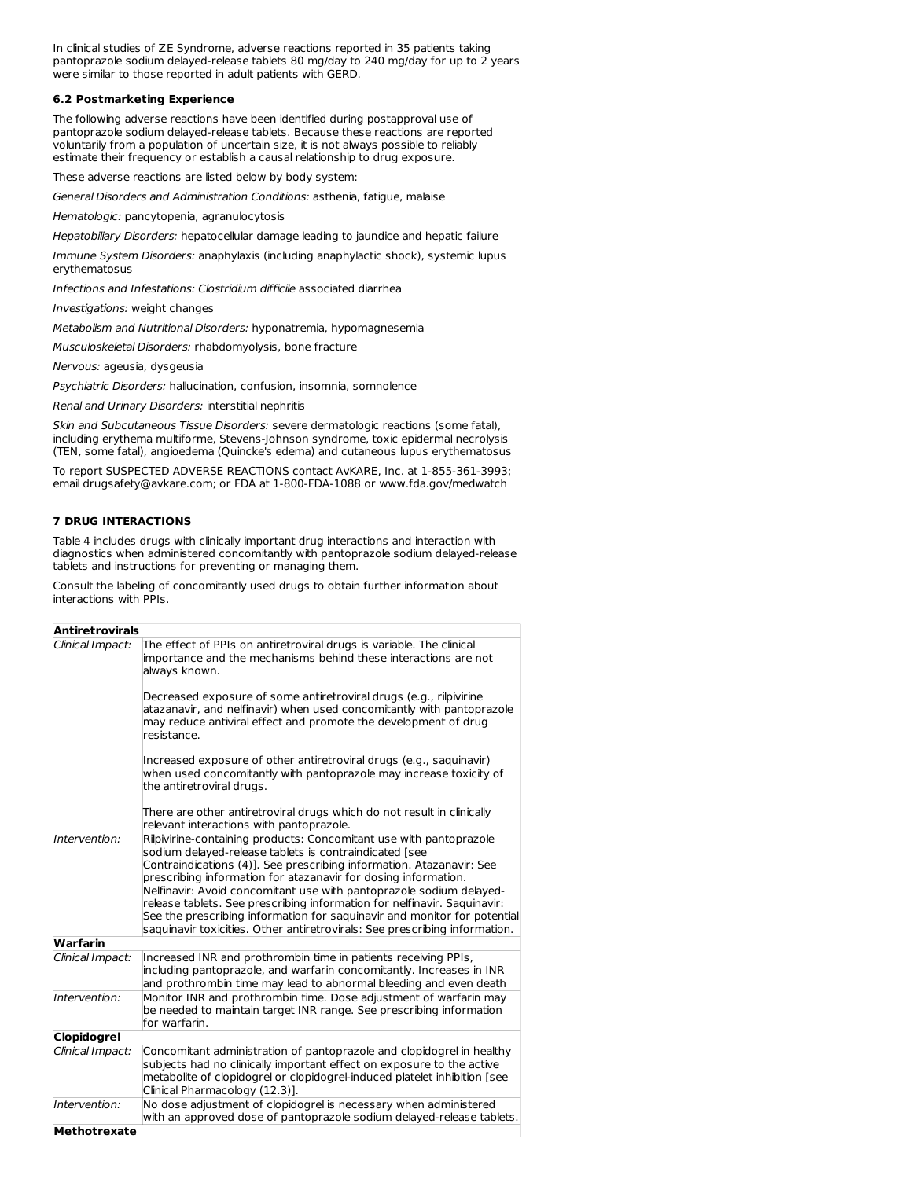In clinical studies of ZE Syndrome, adverse reactions reported in 35 patients taking pantoprazole sodium delayed-release tablets 80 mg/day to 240 mg/day for up to 2 years were similar to those reported in adult patients with GERD.

### 6.2 Postmarketing Experience

The following adverse reactions have been identified during postapproval use of pantoprazole sodium delayed-release tablets. Because these reactions are reported voluntarily from a population of uncertain size, it is not always possible to reliably estimate their frequency or establish a causal relationship to drug exposure.

These adverse reactions are listed below by body system:

*General Disorders and Administration Conditions:* asthenia, fatigue, malaise

*Hematologic:* pancytopenia, agranulocytosis

*Hepatobiliary Disorders:* hepatocellular damage leading to jaundice and hepatic failure

*Immune System Disorders:* anaphylaxis (including anaphylactic shock), systemic lupus erythematosus

*Infections and Infestations: Clostridium difficile* associated diarrhea

*Investigations:* weight changes

*Metabolism and Nutritional Disorders:* hyponatremia, hypomagnesemia

*Musculoskeletal Disorders:* rhabdomyolysis, bone fracture

*Nervous:* ageusia, dysgeusia

*Psychiatric Disorders:* hallucination, confusion, insomnia, somnolence

*Renal and Urinary Disorders:* interstitial nephritis

*Skin and Subcutaneous Tissue Disorders:* severe dermatologic reactions (some fatal), including erythema multiforme, Stevens-Johnson syndrome, toxic epidermal necrolysis (TEN, some fatal), angioedema (Quincke's edema) and cutaneous lupus erythematosus

To report SUSPECTED ADVERSE REACTIONS contact AvKARE, Inc. at 1-855-361-3993; email drugsafety@avkare.com; or FDA at 1-800-FDA-1088 or www.fda.gov/medwatch

## 7 DRUG INTERACTIONS

Table 4 includes drugs with clinically important drug interactions and interaction with diagnostics when administered concomitantly with pantoprazole sodium delayed-release tablets and instructions for preventing or managing them.

Consult the labeling of concomitantly used drugs to obtain further information about interactions with PPIs.

| **Antiretrovirals** | |
|---|---|
| *Clinical Impact:* | The effect of PPIs on antiretroviral drugs is variable. The clinical importance and the mechanisms behind these interactions are not always known.<br><br>Decreased exposure of some antiretroviral drugs (e.g., rilpivirine atazanavir, and nelfinavir) when used concomitantly with pantoprazole may reduce antiviral effect and promote the development of drug resistance.<br><br>Increased exposure of other antiretroviral drugs (e.g., saquinavir) when used concomitantly with pantoprazole may increase toxicity of the antiretroviral drugs.<br><br>There are other antiretroviral drugs which do not result in clinically relevant interactions with pantoprazole. |
| *Intervention:* | Rilpivirine-containing products: Concomitant use with pantoprazole sodium delayed-release tablets is contraindicated [see Contraindications (4)]. See prescribing information. Atazanavir: See prescribing information for atazanavir for dosing information. Nelfinavir: Avoid concomitant use with pantoprazole sodium delayed-release tablets. See prescribing information for nelfinavir. Saquinavir: See the prescribing information for saquinavir and monitor for potential saquinavir toxicities. Other antiretrovirals: See prescribing information. |
| **Warfarin** | |
| *Clinical Impact:* | Increased INR and prothrombin time in patients receiving PPIs, including pantoprazole, and warfarin concomitantly. Increases in INR and prothrombin time may lead to abnormal bleeding and even death |
| *Intervention:* | Monitor INR and prothrombin time. Dose adjustment of warfarin may be needed to maintain target INR range. See prescribing information for warfarin. |
| **Clopidogrel** | |
| *Clinical Impact:* | Concomitant administration of pantoprazole and clopidogrel in healthy subjects had no clinically important effect on exposure to the active metabolite of clopidogrel or clopidogrel-induced platelet inhibition [see Clinical Pharmacology (12.3)]. |
| *Intervention:* | No dose adjustment of clopidogrel is necessary when administered with an approved dose of pantoprazole sodium delayed-release tablets. |
| **Methotrexate** | |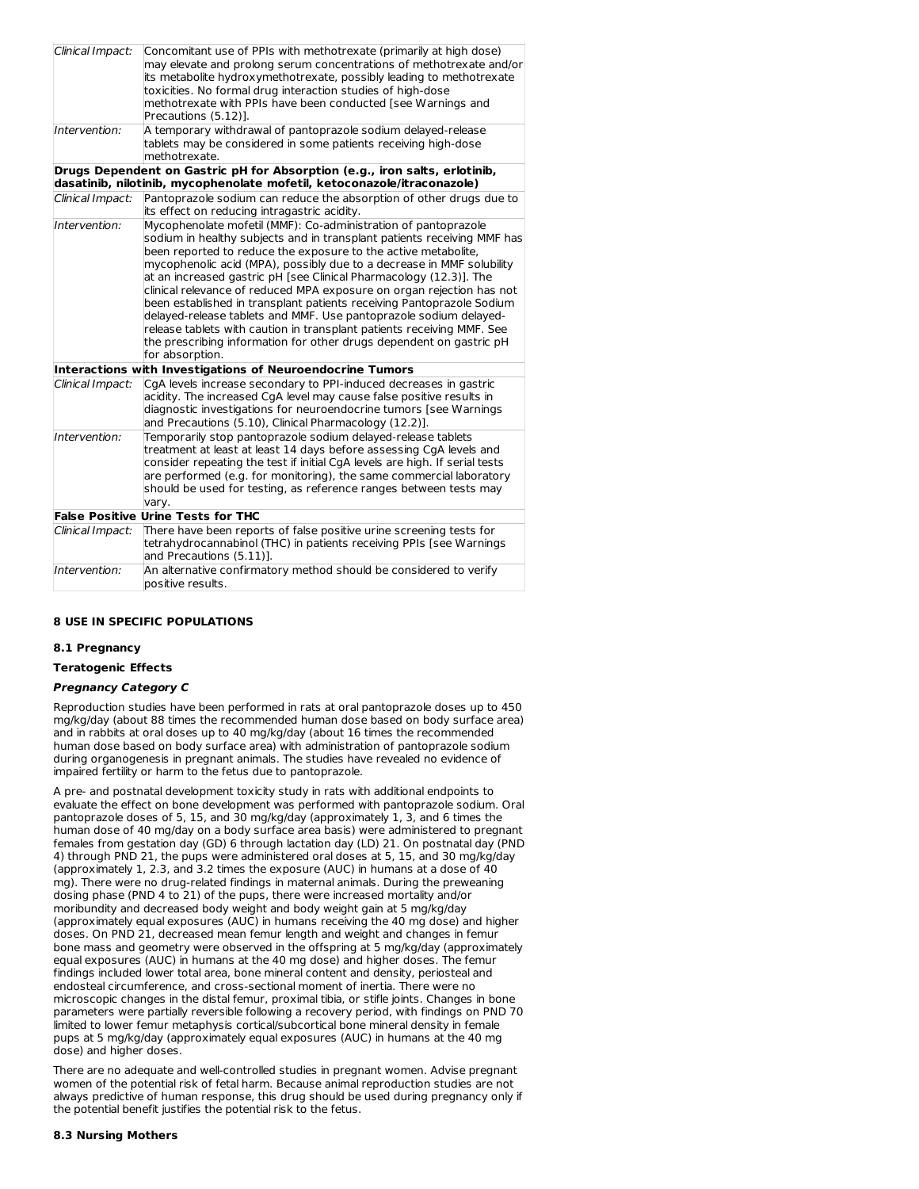| | |
|---|---|
| *Clinical Impact:* | Concomitant use of PPIs with methotrexate (primarily at high dose) may elevate and prolong serum concentrations of methotrexate and/or its metabolite hydroxymethotrexate, possibly leading to methotrexate toxicities. No formal drug interaction studies of high-dose methotrexate with PPIs have been conducted [see Warnings and Precautions (5.12)]. |
| *Intervention:* | A temporary withdrawal of pantoprazole sodium delayed-release tablets may be considered in some patients receiving high-dose methotrexate. |
| **Drugs Dependent on Gastric pH for Absorption (e.g., iron salts, erlotinib, dasatinib, nilotinib, mycophenolate mofetil, ketoconazole/itraconazole)** | |
| *Clinical Impact:* | Pantoprazole sodium can reduce the absorption of other drugs due to its effect on reducing intragastric acidity. |
| *Intervention:* | Mycophenolate mofetil (MMF): Co-administration of pantoprazole sodium in healthy subjects and in transplant patients receiving MMF has been reported to reduce the exposure to the active metabolite, mycophenolic acid (MPA), possibly due to a decrease in MMF solubility at an increased gastric pH [see Clinical Pharmacology (12.3)]. The clinical relevance of reduced MPA exposure on organ rejection has not been established in transplant patients receiving Pantoprazole Sodium delayed-release tablets and MMF. Use pantoprazole sodium delayed-release tablets with caution in transplant patients receiving MMF. See the prescribing information for other drugs dependent on gastric pH for absorption. |
| **Interactions with Investigations of Neuroendocrine Tumors** | |
| *Clinical Impact:* | CgA levels increase secondary to PPI-induced decreases in gastric acidity. The increased CgA level may cause false positive results in diagnostic investigations for neuroendocrine tumors [see Warnings and Precautions (5.10), Clinical Pharmacology (12.2)]. |
| *Intervention:* | Temporarily stop pantoprazole sodium delayed-release tablets treatment at least at least 14 days before assessing CgA levels and consider repeating the test if initial CgA levels are high. If serial tests are performed (e.g. for monitoring), the same commercial laboratory should be used for testing, as reference ranges between tests may vary. |
| **False Positive Urine Tests for THC** | |
| *Clinical Impact:* | There have been reports of false positive urine screening tests for tetrahydrocannabinol (THC) in patients receiving PPIs [see Warnings and Precautions (5.11)]. |
| *Intervention:* | An alternative confirmatory method should be considered to verify positive results. |

## 8 USE IN SPECIFIC POPULATIONS

### 8.1 Pregnancy

**Teratogenic Effects**

***Pregnancy Category C***

Reproduction studies have been performed in rats at oral pantoprazole doses up to 450 mg/kg/day (about 88 times the recommended human dose based on body surface area) and in rabbits at oral doses up to 40 mg/kg/day (about 16 times the recommended human dose based on body surface area) with administration of pantoprazole sodium during organogenesis in pregnant animals. The studies have revealed no evidence of impaired fertility or harm to the fetus due to pantoprazole.

A pre- and postnatal development toxicity study in rats with additional endpoints to evaluate the effect on bone development was performed with pantoprazole sodium. Oral pantoprazole doses of 5, 15, and 30 mg/kg/day (approximately 1, 3, and 6 times the human dose of 40 mg/day on a body surface area basis) were administered to pregnant females from gestation day (GD) 6 through lactation day (LD) 21. On postnatal day (PND 4) through PND 21, the pups were administered oral doses at 5, 15, and 30 mg/kg/day (approximately 1, 2.3, and 3.2 times the exposure (AUC) in humans at a dose of 40 mg). There were no drug-related findings in maternal animals. During the preweaning dosing phase (PND 4 to 21) of the pups, there were increased mortality and/or moribundity and decreased body weight and body weight gain at 5 mg/kg/day (approximately equal exposures (AUC) in humans receiving the 40 mg dose) and higher doses. On PND 21, decreased mean femur length and weight and changes in femur bone mass and geometry were observed in the offspring at 5 mg/kg/day (approximately equal exposures (AUC) in humans at the 40 mg dose) and higher doses. The femur findings included lower total area, bone mineral content and density, periosteal and endosteal circumference, and cross-sectional moment of inertia. There were no microscopic changes in the distal femur, proximal tibia, or stifle joints. Changes in bone parameters were partially reversible following a recovery period, with findings on PND 70 limited to lower femur metaphysis cortical/subcortical bone mineral density in female pups at 5 mg/kg/day (approximately equal exposures (AUC) in humans at the 40 mg dose) and higher doses.

There are no adequate and well-controlled studies in pregnant women. Advise pregnant women of the potential risk of fetal harm. Because animal reproduction studies are not always predictive of human response, this drug should be used during pregnancy only if the potential benefit justifies the potential risk to the fetus.

### 8.3 Nursing Mothers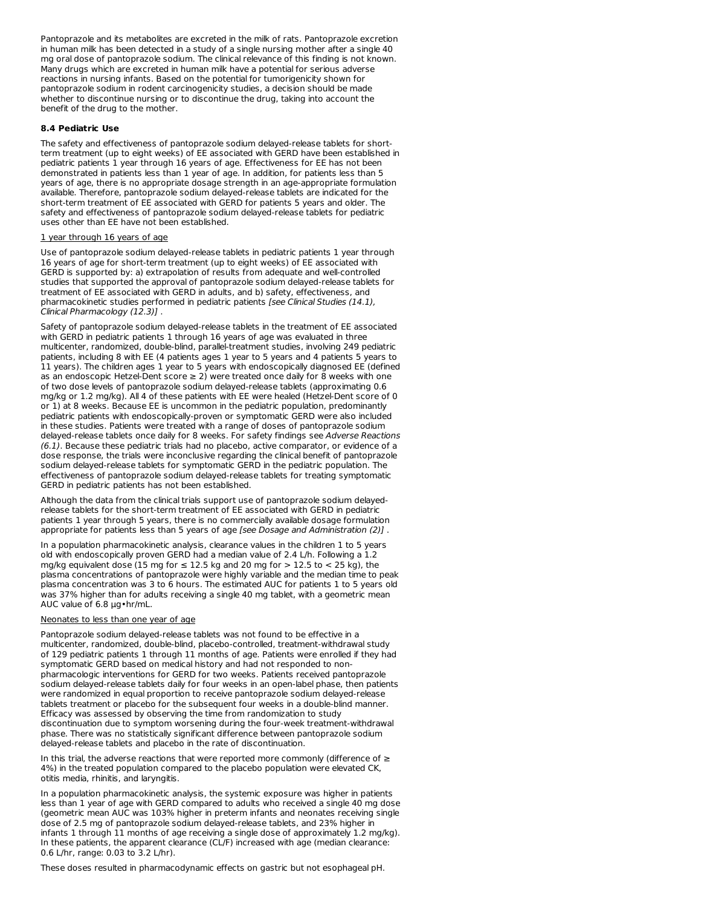Pantoprazole and its metabolites are excreted in the milk of rats. Pantoprazole excretion in human milk has been detected in a study of a single nursing mother after a single 40 mg oral dose of pantoprazole sodium. The clinical relevance of this finding is not known. Many drugs which are excreted in human milk have a potential for serious adverse reactions in nursing infants. Based on the potential for tumorigenicity shown for pantoprazole sodium in rodent carcinogenicity studies, a decision should be made whether to discontinue nursing or to discontinue the drug, taking into account the benefit of the drug to the mother.

### 8.4 Pediatric Use

The safety and effectiveness of pantoprazole sodium delayed-release tablets for short-term treatment (up to eight weeks) of EE associated with GERD have been established in pediatric patients 1 year through 16 years of age. Effectiveness for EE has not been demonstrated in patients less than 1 year of age. In addition, for patients less than 5 years of age, there is no appropriate dosage strength in an age-appropriate formulation available. Therefore, pantoprazole sodium delayed-release tablets are indicated for the short-term treatment of EE associated with GERD for patients 5 years and older. The safety and effectiveness of pantoprazole sodium delayed-release tablets for pediatric uses other than EE have not been established.

<u>1 year through 16 years of age</u>

Use of pantoprazole sodium delayed-release tablets in pediatric patients 1 year through 16 years of age for short-term treatment (up to eight weeks) of EE associated with GERD is supported by: a) extrapolation of results from adequate and well-controlled studies that supported the approval of pantoprazole sodium delayed-release tablets for treatment of EE associated with GERD in adults, and b) safety, effectiveness, and pharmacokinetic studies performed in pediatric patients *[see Clinical Studies (14.1), Clinical Pharmacology (12.3)]* .

Safety of pantoprazole sodium delayed-release tablets in the treatment of EE associated with GERD in pediatric patients 1 through 16 years of age was evaluated in three multicenter, randomized, double-blind, parallel-treatment studies, involving 249 pediatric patients, including 8 with EE (4 patients ages 1 year to 5 years and 4 patients 5 years to 11 years). The children ages 1 year to 5 years with endoscopically diagnosed EE (defined as an endoscopic Hetzel-Dent score ≥ 2) were treated once daily for 8 weeks with one of two dose levels of pantoprazole sodium delayed-release tablets (approximating 0.6 mg/kg or 1.2 mg/kg). All 4 of these patients with EE were healed (Hetzel-Dent score of 0 or 1) at 8 weeks. Because EE is uncommon in the pediatric population, predominantly pediatric patients with endoscopically-proven or symptomatic GERD were also included in these studies. Patients were treated with a range of doses of pantoprazole sodium delayed-release tablets once daily for 8 weeks. For safety findings see *Adverse Reactions (6.1)*. Because these pediatric trials had no placebo, active comparator, or evidence of a dose response, the trials were inconclusive regarding the clinical benefit of pantoprazole sodium delayed-release tablets for symptomatic GERD in the pediatric population. The effectiveness of pantoprazole sodium delayed-release tablets for treating symptomatic GERD in pediatric patients has not been established.

Although the data from the clinical trials support use of pantoprazole sodium delayed-release tablets for the short-term treatment of EE associated with GERD in pediatric patients 1 year through 5 years, there is no commercially available dosage formulation appropriate for patients less than 5 years of age *[see Dosage and Administration (2)]* .

In a population pharmacokinetic analysis, clearance values in the children 1 to 5 years old with endoscopically proven GERD had a median value of 2.4 L/h. Following a 1.2 mg/kg equivalent dose (15 mg for ≤ 12.5 kg and 20 mg for > 12.5 to < 25 kg), the plasma concentrations of pantoprazole were highly variable and the median time to peak plasma concentration was 3 to 6 hours. The estimated AUC for patients 1 to 5 years old was 37% higher than for adults receiving a single 40 mg tablet, with a geometric mean AUC value of 6.8 µg•hr/mL.

<u>Neonates to less than one year of age</u>

Pantoprazole sodium delayed-release tablets was not found to be effective in a multicenter, randomized, double-blind, placebo-controlled, treatment-withdrawal study of 129 pediatric patients 1 through 11 months of age. Patients were enrolled if they had symptomatic GERD based on medical history and had not responded to non-pharmacologic interventions for GERD for two weeks. Patients received pantoprazole sodium delayed-release tablets daily for four weeks in an open-label phase, then patients were randomized in equal proportion to receive pantoprazole sodium delayed-release tablets treatment or placebo for the subsequent four weeks in a double-blind manner. Efficacy was assessed by observing the time from randomization to study discontinuation due to symptom worsening during the four-week treatment-withdrawal phase. There was no statistically significant difference between pantoprazole sodium delayed-release tablets and placebo in the rate of discontinuation.

In this trial, the adverse reactions that were reported more commonly (difference of ≥ 4%) in the treated population compared to the placebo population were elevated CK, otitis media, rhinitis, and laryngitis.

In a population pharmacokinetic analysis, the systemic exposure was higher in patients less than 1 year of age with GERD compared to adults who received a single 40 mg dose (geometric mean AUC was 103% higher in preterm infants and neonates receiving single dose of 2.5 mg of pantoprazole sodium delayed-release tablets, and 23% higher in infants 1 through 11 months of age receiving a single dose of approximately 1.2 mg/kg). In these patients, the apparent clearance (CL/F) increased with age (median clearance: 0.6 L/hr, range: 0.03 to 3.2 L/hr).

These doses resulted in pharmacodynamic effects on gastric but not esophageal pH.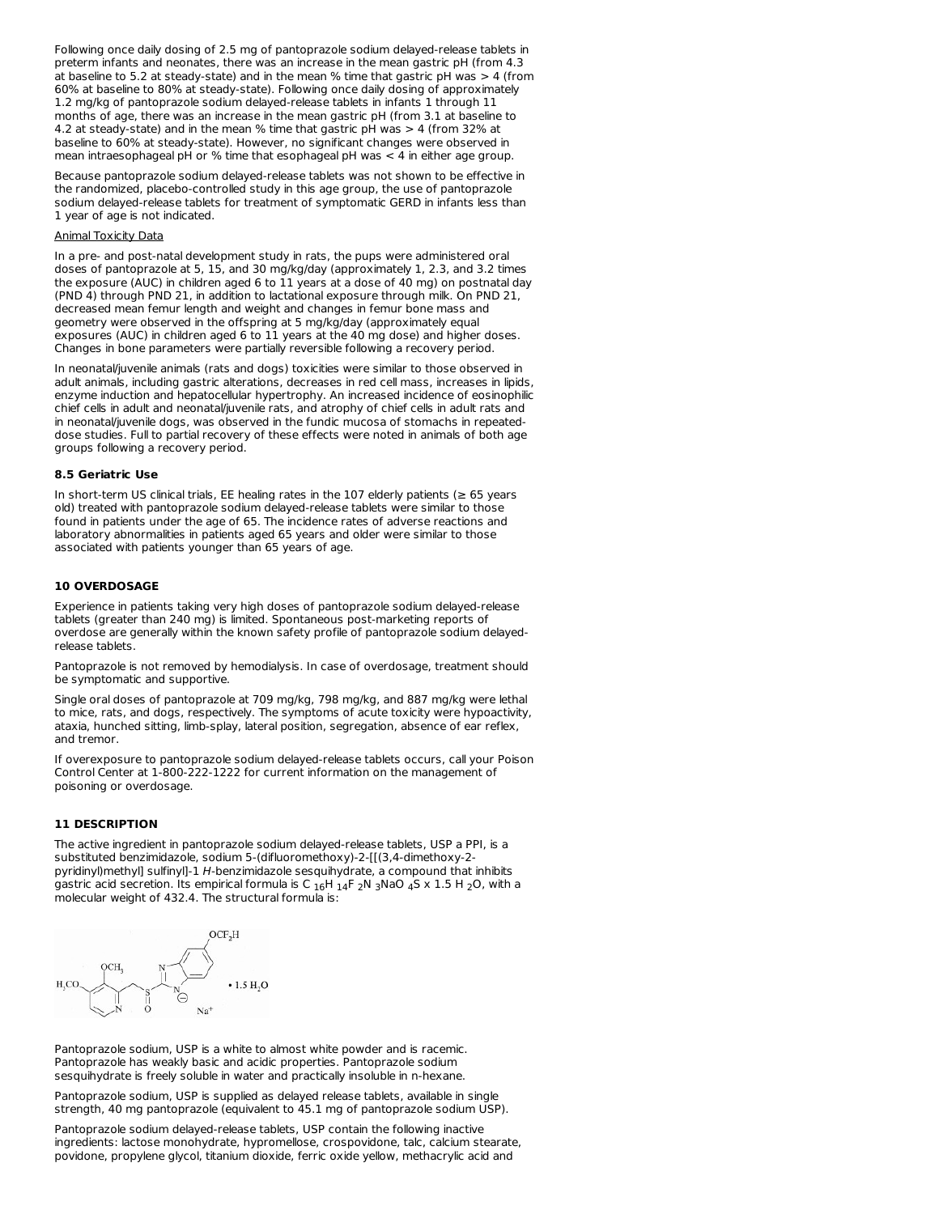Following once daily dosing of 2.5 mg of pantoprazole sodium delayed-release tablets in preterm infants and neonates, there was an increase in the mean gastric pH (from 4.3 at baseline to 5.2 at steady-state) and in the mean % time that gastric pH was > 4 (from 60% at baseline to 80% at steady-state). Following once daily dosing of approximately 1.2 mg/kg of pantoprazole sodium delayed-release tablets in infants 1 through 11 months of age, there was an increase in the mean gastric pH (from 3.1 at baseline to 4.2 at steady-state) and in the mean % time that gastric pH was > 4 (from 32% at baseline to 60% at steady-state). However, no significant changes were observed in mean intraesophageal pH or % time that esophageal pH was < 4 in either age group.

Because pantoprazole sodium delayed-release tablets was not shown to be effective in the randomized, placebo-controlled study in this age group, the use of pantoprazole sodium delayed-release tablets for treatment of symptomatic GERD in infants less than 1 year of age is not indicated.

Animal Toxicity Data

In a pre- and post-natal development study in rats, the pups were administered oral doses of pantoprazole at 5, 15, and 30 mg/kg/day (approximately 1, 2.3, and 3.2 times the exposure (AUC) in children aged 6 to 11 years at a dose of 40 mg) on postnatal day (PND 4) through PND 21, in addition to lactational exposure through milk. On PND 21, decreased mean femur length and weight and changes in femur bone mass and geometry were observed in the offspring at 5 mg/kg/day (approximately equal exposures (AUC) in children aged 6 to 11 years at the 40 mg dose) and higher doses. Changes in bone parameters were partially reversible following a recovery period.

In neonatal/juvenile animals (rats and dogs) toxicities were similar to those observed in adult animals, including gastric alterations, decreases in red cell mass, increases in lipids, enzyme induction and hepatocellular hypertrophy. An increased incidence of eosinophilic chief cells in adult and neonatal/juvenile rats, and atrophy of chief cells in adult rats and in neonatal/juvenile dogs, was observed in the fundic mucosa of stomachs in repeated-dose studies. Full to partial recovery of these effects were noted in animals of both age groups following a recovery period.

### 8.5 Geriatric Use

In short-term US clinical trials, EE healing rates in the 107 elderly patients (≥ 65 years old) treated with pantoprazole sodium delayed-release tablets were similar to those found in patients under the age of 65. The incidence rates of adverse reactions and laboratory abnormalities in patients aged 65 years and older were similar to those associated with patients younger than 65 years of age.

## 10 OVERDOSAGE

Experience in patients taking very high doses of pantoprazole sodium delayed-release tablets (greater than 240 mg) is limited. Spontaneous post-marketing reports of overdose are generally within the known safety profile of pantoprazole sodium delayed-release tablets.

Pantoprazole is not removed by hemodialysis. In case of overdosage, treatment should be symptomatic and supportive.

Single oral doses of pantoprazole at 709 mg/kg, 798 mg/kg, and 887 mg/kg were lethal to mice, rats, and dogs, respectively. The symptoms of acute toxicity were hypoactivity, ataxia, hunched sitting, limb-splay, lateral position, segregation, absence of ear reflex, and tremor.

If overexposure to pantoprazole sodium delayed-release tablets occurs, call your Poison Control Center at 1-800-222-1222 for current information on the management of poisoning or overdosage.

## 11 DESCRIPTION

The active ingredient in pantoprazole sodium delayed-release tablets, USP a PPI, is a substituted benzimidazole, sodium 5-(difluoromethoxy)-2-[[(3,4-dimethoxy-2-pyridinyl)methyl] sulfinyl]-1 *H*-benzimidazole sesquihydrate, a compound that inhibits gastric acid secretion. Its empirical formula is $C_{16}H_{14}F_2N_3NaO_4S \times 1.5\ H_2O$, with a molecular weight of 432.4. The structural formula is:

Pantoprazole sodium, USP is a white to almost white powder and is racemic. Pantoprazole has weakly basic and acidic properties. Pantoprazole sodium sesquihydrate is freely soluble in water and practically insoluble in n-hexane.

Pantoprazole sodium, USP is supplied as delayed release tablets, available in single strength, 40 mg pantoprazole (equivalent to 45.1 mg of pantoprazole sodium USP).

Pantoprazole sodium delayed-release tablets, USP contain the following inactive ingredients: lactose monohydrate, hypromellose, crospovidone, talc, calcium stearate, povidone, propylene glycol, titanium dioxide, ferric oxide yellow, methacrylic acid and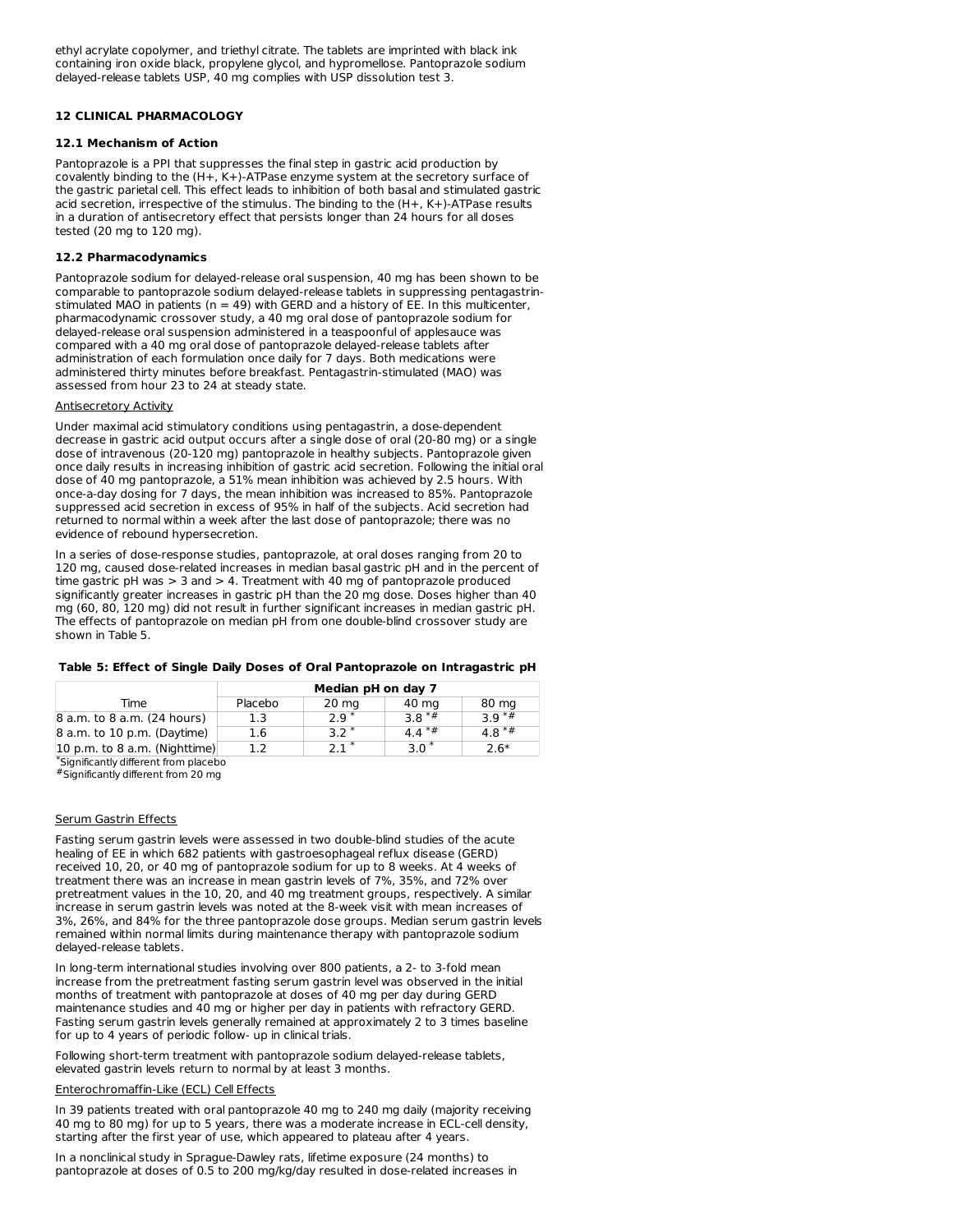ethyl acrylate copolymer, and triethyl citrate. The tablets are imprinted with black ink containing iron oxide black, propylene glycol, and hypromellose. Pantoprazole sodium delayed-release tablets USP, 40 mg complies with USP dissolution test 3.

## 12 CLINICAL PHARMACOLOGY

### 12.1 Mechanism of Action

Pantoprazole is a PPI that suppresses the final step in gastric acid production by covalently binding to the (H+, K+)-ATPase enzyme system at the secretory surface of the gastric parietal cell. This effect leads to inhibition of both basal and stimulated gastric acid secretion, irrespective of the stimulus. The binding to the (H+, K+)-ATPase results in a duration of antisecretory effect that persists longer than 24 hours for all doses tested (20 mg to 120 mg).

### 12.2 Pharmacodynamics

Pantoprazole sodium for delayed-release oral suspension, 40 mg has been shown to be comparable to pantoprazole sodium delayed-release tablets in suppressing pentagastrin-stimulated MAO in patients (n = 49) with GERD and a history of EE. In this multicenter, pharmacodynamic crossover study, a 40 mg oral dose of pantoprazole sodium for delayed-release oral suspension administered in a teaspoonful of applesauce was compared with a 40 mg oral dose of pantoprazole delayed-release tablets after administration of each formulation once daily for 7 days. Both medications were administered thirty minutes before breakfast. Pentagastrin-stimulated (MAO) was assessed from hour 23 to 24 at steady state.

Antisecretory Activity

Under maximal acid stimulatory conditions using pentagastrin, a dose-dependent decrease in gastric acid output occurs after a single dose of oral (20-80 mg) or a single dose of intravenous (20-120 mg) pantoprazole in healthy subjects. Pantoprazole given once daily results in increasing inhibition of gastric acid secretion. Following the initial oral dose of 40 mg pantoprazole, a 51% mean inhibition was achieved by 2.5 hours. With once-a-day dosing for 7 days, the mean inhibition was increased to 85%. Pantoprazole suppressed acid secretion in excess of 95% in half of the subjects. Acid secretion had returned to normal within a week after the last dose of pantoprazole; there was no evidence of rebound hypersecretion.

In a series of dose-response studies, pantoprazole, at oral doses ranging from 20 to 120 mg, caused dose-related increases in median basal gastric pH and in the percent of time gastric pH was > 3 and > 4. Treatment with 40 mg of pantoprazole produced significantly greater increases in gastric pH than the 20 mg dose. Doses higher than 40 mg (60, 80, 120 mg) did not result in further significant increases in median gastric pH. The effects of pantoprazole on median pH from one double-blind crossover study are shown in Table 5.

**Table 5: Effect of Single Daily Doses of Oral Pantoprazole on Intragastric pH**

| | Median pH on day 7 | | | |
|---|---|---|---|---|
| Time | Placebo | 20 mg | 40 mg | 80 mg |
| 8 a.m. to 8 a.m. (24 hours) | 1.3 | 2.9 * | 3.8 *# | 3.9 *# |
| 8 a.m. to 10 p.m. (Daytime) | 1.6 | 3.2 * | 4.4 *# | 4.8 *# |
| 10 p.m. to 8 a.m. (Nighttime) | 1.2 | 2.1 * | 3.0 * | 2.6* |

*Significantly different from placebo
#Significantly different from 20 mg

Serum Gastrin Effects

Fasting serum gastrin levels were assessed in two double-blind studies of the acute healing of EE in which 682 patients with gastroesophageal reflux disease (GERD) received 10, 20, or 40 mg of pantoprazole sodium for up to 8 weeks. At 4 weeks of treatment there was an increase in mean gastrin levels of 7%, 35%, and 72% over pretreatment values in the 10, 20, and 40 mg treatment groups, respectively. A similar increase in serum gastrin levels was noted at the 8-week visit with mean increases of 3%, 26%, and 84% for the three pantoprazole dose groups. Median serum gastrin levels remained within normal limits during maintenance therapy with pantoprazole sodium delayed-release tablets.

In long-term international studies involving over 800 patients, a 2- to 3-fold mean increase from the pretreatment fasting serum gastrin level was observed in the initial months of treatment with pantoprazole at doses of 40 mg per day during GERD maintenance studies and 40 mg or higher per day in patients with refractory GERD. Fasting serum gastrin levels generally remained at approximately 2 to 3 times baseline for up to 4 years of periodic follow- up in clinical trials.

Following short-term treatment with pantoprazole sodium delayed-release tablets, elevated gastrin levels return to normal by at least 3 months.

Enterochromaffin-Like (ECL) Cell Effects

In 39 patients treated with oral pantoprazole 40 mg to 240 mg daily (majority receiving 40 mg to 80 mg) for up to 5 years, there was a moderate increase in ECL-cell density, starting after the first year of use, which appeared to plateau after 4 years.

In a nonclinical study in Sprague-Dawley rats, lifetime exposure (24 months) to pantoprazole at doses of 0.5 to 200 mg/kg/day resulted in dose-related increases in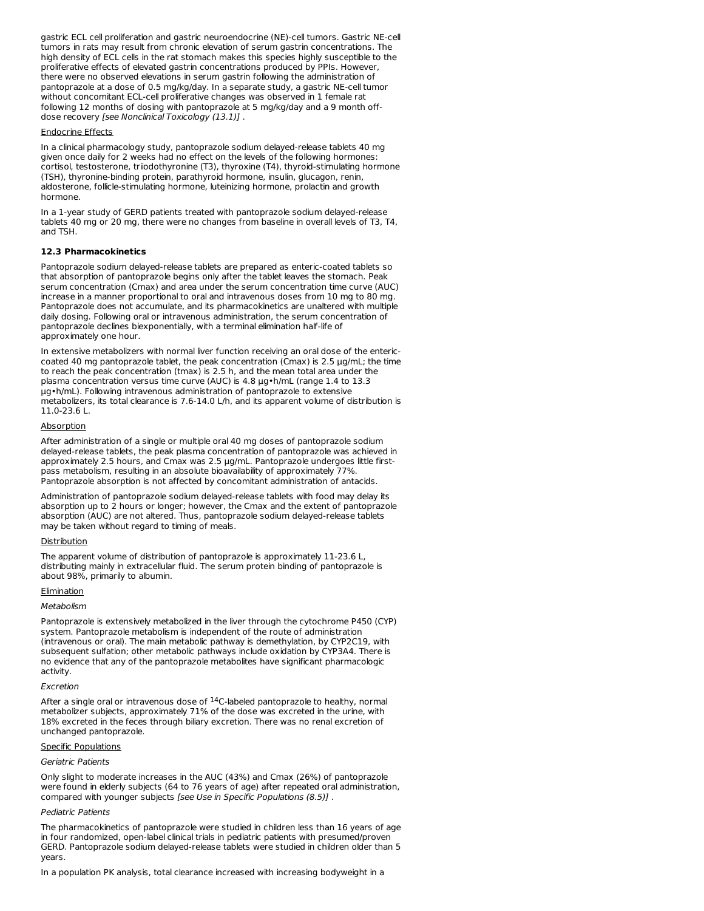gastric ECL cell proliferation and gastric neuroendocrine (NE)-cell tumors. Gastric NE-cell tumors in rats may result from chronic elevation of serum gastrin concentrations. The high density of ECL cells in the rat stomach makes this species highly susceptible to the proliferative effects of elevated gastrin concentrations produced by PPIs. However, there were no observed elevations in serum gastrin following the administration of pantoprazole at a dose of 0.5 mg/kg/day. In a separate study, a gastric NE-cell tumor without concomitant ECL-cell proliferative changes was observed in 1 female rat following 12 months of dosing with pantoprazole at 5 mg/kg/day and a 9 month off-dose recovery *[see Nonclinical Toxicology (13.1)]* .

Endocrine Effects

In a clinical pharmacology study, pantoprazole sodium delayed-release tablets 40 mg given once daily for 2 weeks had no effect on the levels of the following hormones: cortisol, testosterone, triiodothyronine (T3), thyroxine (T4), thyroid-stimulating hormone (TSH), thyronine-binding protein, parathyroid hormone, insulin, glucagon, renin, aldosterone, follicle-stimulating hormone, luteinizing hormone, prolactin and growth hormone.

In a 1-year study of GERD patients treated with pantoprazole sodium delayed-release tablets 40 mg or 20 mg, there were no changes from baseline in overall levels of T3, T4, and TSH.

### 12.3 Pharmacokinetics

Pantoprazole sodium delayed-release tablets are prepared as enteric-coated tablets so that absorption of pantoprazole begins only after the tablet leaves the stomach. Peak serum concentration (Cmax) and area under the serum concentration time curve (AUC) increase in a manner proportional to oral and intravenous doses from 10 mg to 80 mg. Pantoprazole does not accumulate, and its pharmacokinetics are unaltered with multiple daily dosing. Following oral or intravenous administration, the serum concentration of pantoprazole declines biexponentially, with a terminal elimination half-life of approximately one hour.

In extensive metabolizers with normal liver function receiving an oral dose of the enteric-coated 40 mg pantoprazole tablet, the peak concentration (Cmax) is 2.5 µg/mL; the time to reach the peak concentration (tmax) is 2.5 h, and the mean total area under the plasma concentration versus time curve (AUC) is 4.8 µg•h/mL (range 1.4 to 13.3 µg•h/mL). Following intravenous administration of pantoprazole to extensive metabolizers, its total clearance is 7.6-14.0 L/h, and its apparent volume of distribution is 11.0-23.6 L.

Absorption

After administration of a single or multiple oral 40 mg doses of pantoprazole sodium delayed-release tablets, the peak plasma concentration of pantoprazole was achieved in approximately 2.5 hours, and Cmax was 2.5 µg/mL. Pantoprazole undergoes little first-pass metabolism, resulting in an absolute bioavailability of approximately 77%. Pantoprazole absorption is not affected by concomitant administration of antacids.

Administration of pantoprazole sodium delayed-release tablets with food may delay its absorption up to 2 hours or longer; however, the Cmax and the extent of pantoprazole absorption (AUC) are not altered. Thus, pantoprazole sodium delayed-release tablets may be taken without regard to timing of meals.

Distribution

The apparent volume of distribution of pantoprazole is approximately 11-23.6 L, distributing mainly in extracellular fluid. The serum protein binding of pantoprazole is about 98%, primarily to albumin.

Elimination

*Metabolism*

Pantoprazole is extensively metabolized in the liver through the cytochrome P450 (CYP) system. Pantoprazole metabolism is independent of the route of administration (intravenous or oral). The main metabolic pathway is demethylation, by CYP2C19, with subsequent sulfation; other metabolic pathways include oxidation by CYP3A4. There is no evidence that any of the pantoprazole metabolites have significant pharmacologic activity.

*Excretion*

After a single oral or intravenous dose of $^{14}$C-labeled pantoprazole to healthy, normal metabolizer subjects, approximately 71% of the dose was excreted in the urine, with 18% excreted in the feces through biliary excretion. There was no renal excretion of unchanged pantoprazole.

Specific Populations

*Geriatric Patients*

Only slight to moderate increases in the AUC (43%) and Cmax (26%) of pantoprazole were found in elderly subjects (64 to 76 years of age) after repeated oral administration, compared with younger subjects *[see Use in Specific Populations (8.5)]* .

*Pediatric Patients*

The pharmacokinetics of pantoprazole were studied in children less than 16 years of age in four randomized, open-label clinical trials in pediatric patients with presumed/proven GERD. Pantoprazole sodium delayed-release tablets were studied in children older than 5 years.

In a population PK analysis, total clearance increased with increasing bodyweight in a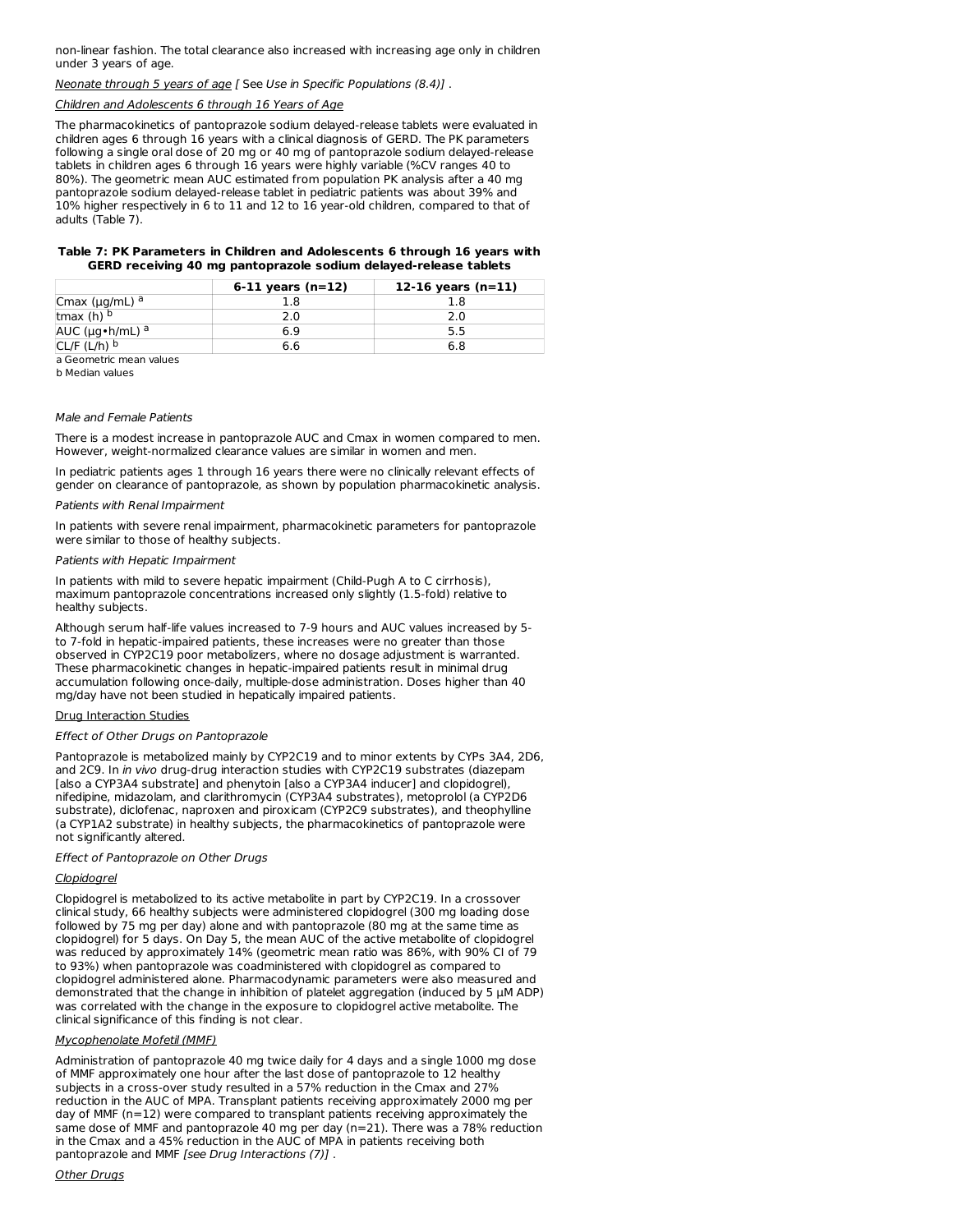non-linear fashion. The total clearance also increased with increasing age only in children under 3 years of age.

*Neonate through 5 years of age* [ See *Use in Specific Populations (8.4)*] .

*Children and Adolescents 6 through 16 Years of Age*

The pharmacokinetics of pantoprazole sodium delayed-release tablets were evaluated in children ages 6 through 16 years with a clinical diagnosis of GERD. The PK parameters following a single oral dose of 20 mg or 40 mg of pantoprazole sodium delayed-release tablets in children ages 6 through 16 years were highly variable (%CV ranges 40 to 80%). The geometric mean AUC estimated from population PK analysis after a 40 mg pantoprazole sodium delayed-release tablet in pediatric patients was about 39% and 10% higher respectively in 6 to 11 and 12 to 16 year-old children, compared to that of adults (Table 7).

**Table 7: PK Parameters in Children and Adolescents 6 through 16 years with GERD receiving 40 mg pantoprazole sodium delayed-release tablets**

| | 6-11 years (n=12) | 12-16 years (n=11) |
|---|---|---|
| Cmax (μg/mL) [a] | 1.8 | 1.8 |
| tmax (h) [b] | 2.0 | 2.0 |
| AUC (μg•h/mL) [a] | 6.9 | 5.5 |
| CL/F (L/h) [b] | 6.6 | 6.8 |

a Geometric mean values

b Median values

*Male and Female Patients*

There is a modest increase in pantoprazole AUC and Cmax in women compared to men. However, weight-normalized clearance values are similar in women and men.

In pediatric patients ages 1 through 16 years there were no clinically relevant effects of gender on clearance of pantoprazole, as shown by population pharmacokinetic analysis.

*Patients with Renal Impairment*

In patients with severe renal impairment, pharmacokinetic parameters for pantoprazole were similar to those of healthy subjects.

*Patients with Hepatic Impairment*

In patients with mild to severe hepatic impairment (Child-Pugh A to C cirrhosis), maximum pantoprazole concentrations increased only slightly (1.5-fold) relative to healthy subjects.

Although serum half-life values increased to 7-9 hours and AUC values increased by 5- to 7-fold in hepatic-impaired patients, these increases were no greater than those observed in CYP2C19 poor metabolizers, where no dosage adjustment is warranted. These pharmacokinetic changes in hepatic-impaired patients result in minimal drug accumulation following once-daily, multiple-dose administration. Doses higher than 40 mg/day have not been studied in hepatically impaired patients.

Drug Interaction Studies

*Effect of Other Drugs on Pantoprazole*

Pantoprazole is metabolized mainly by CYP2C19 and to minor extents by CYPs 3A4, 2D6, and 2C9. In *in vivo* drug-drug interaction studies with CYP2C19 substrates (diazepam [also a CYP3A4 substrate] and phenytoin [also a CYP3A4 inducer] and clopidogrel), nifedipine, midazolam, and clarithromycin (CYP3A4 substrates), metoprolol (a CYP2D6 substrate), diclofenac, naproxen and piroxicam (CYP2C9 substrates), and theophylline (a CYP1A2 substrate) in healthy subjects, the pharmacokinetics of pantoprazole were not significantly altered.

*Effect of Pantoprazole on Other Drugs*

*Clopidogrel*

Clopidogrel is metabolized to its active metabolite in part by CYP2C19. In a crossover clinical study, 66 healthy subjects were administered clopidogrel (300 mg loading dose followed by 75 mg per day) alone and with pantoprazole (80 mg at the same time as clopidogrel) for 5 days. On Day 5, the mean AUC of the active metabolite of clopidogrel was reduced by approximately 14% (geometric mean ratio was 86%, with 90% CI of 79 to 93%) when pantoprazole was coadministered with clopidogrel as compared to clopidogrel administered alone. Pharmacodynamic parameters were also measured and demonstrated that the change in inhibition of platelet aggregation (induced by 5 μM ADP) was correlated with the change in the exposure to clopidogrel active metabolite. The clinical significance of this finding is not clear.

*Mycophenolate Mofetil (MMF)*

Administration of pantoprazole 40 mg twice daily for 4 days and a single 1000 mg dose of MMF approximately one hour after the last dose of pantoprazole to 12 healthy subjects in a cross-over study resulted in a 57% reduction in the Cmax and 27% reduction in the AUC of MPA. Transplant patients receiving approximately 2000 mg per day of MMF (n=12) were compared to transplant patients receiving approximately the same dose of MMF and pantoprazole 40 mg per day (n=21). There was a 78% reduction in the Cmax and a 45% reduction in the AUC of MPA in patients receiving both pantoprazole and MMF *[see Drug Interactions (7)]* .

*Other Drugs*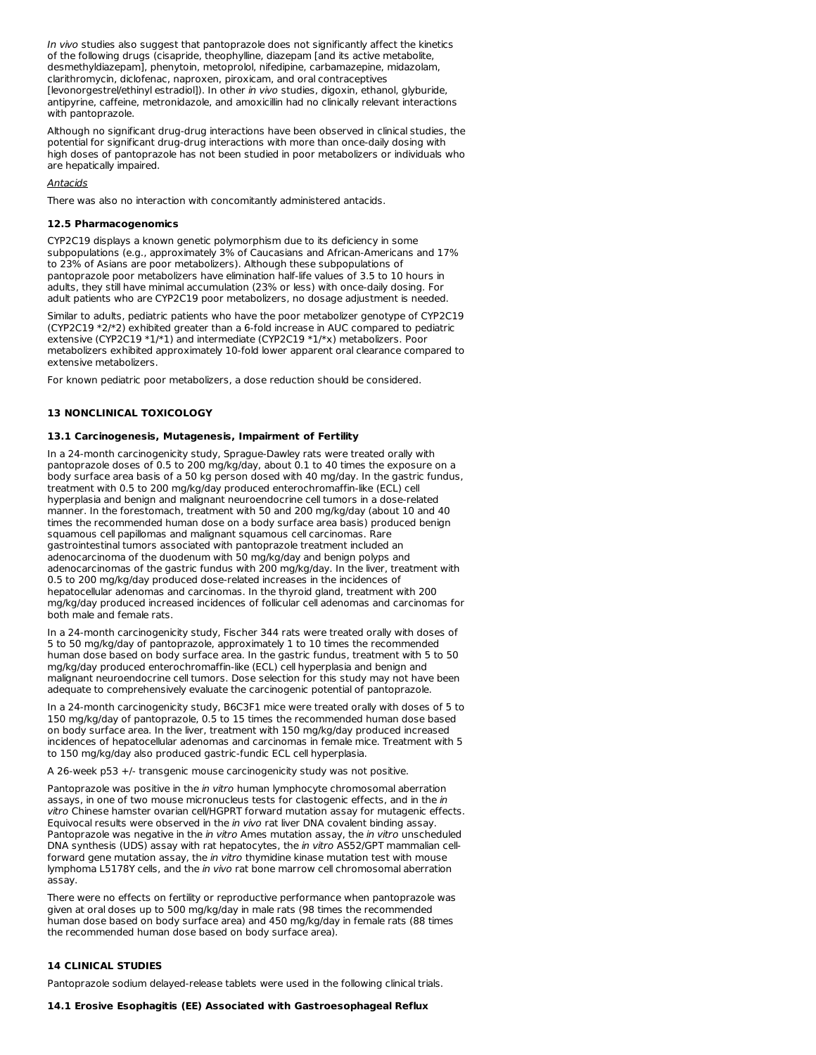*In vivo* studies also suggest that pantoprazole does not significantly affect the kinetics of the following drugs (cisapride, theophylline, diazepam [and its active metabolite, desmethyldiazepam], phenytoin, metoprolol, nifedipine, carbamazepine, midazolam, clarithromycin, diclofenac, naproxen, piroxicam, and oral contraceptives [levonorgestrel/ethinyl estradiol]). In other *in vivo* studies, digoxin, ethanol, glyburide, antipyrine, caffeine, metronidazole, and amoxicillin had no clinically relevant interactions with pantoprazole.

Although no significant drug-drug interactions have been observed in clinical studies, the potential for significant drug-drug interactions with more than once-daily dosing with high doses of pantoprazole has not been studied in poor metabolizers or individuals who are hepatically impaired.

Antacids

There was also no interaction with concomitantly administered antacids.

### 12.5 Pharmacogenomics

CYP2C19 displays a known genetic polymorphism due to its deficiency in some subpopulations (e.g., approximately 3% of Caucasians and African-Americans and 17% to 23% of Asians are poor metabolizers). Although these subpopulations of pantoprazole poor metabolizers have elimination half-life values of 3.5 to 10 hours in adults, they still have minimal accumulation (23% or less) with once-daily dosing. For adult patients who are CYP2C19 poor metabolizers, no dosage adjustment is needed.

Similar to adults, pediatric patients who have the poor metabolizer genotype of CYP2C19 (CYP2C19 *2/*2) exhibited greater than a 6-fold increase in AUC compared to pediatric extensive (CYP2C19 *1/*1) and intermediate (CYP2C19 *1/*x) metabolizers. Poor metabolizers exhibited approximately 10-fold lower apparent oral clearance compared to extensive metabolizers.

For known pediatric poor metabolizers, a dose reduction should be considered.

## 13 NONCLINICAL TOXICOLOGY

### 13.1 Carcinogenesis, Mutagenesis, Impairment of Fertility

In a 24-month carcinogenicity study, Sprague-Dawley rats were treated orally with pantoprazole doses of 0.5 to 200 mg/kg/day, about 0.1 to 40 times the exposure on a body surface area basis of a 50 kg person dosed with 40 mg/day. In the gastric fundus, treatment with 0.5 to 200 mg/kg/day produced enterochromaffin-like (ECL) cell hyperplasia and benign and malignant neuroendocrine cell tumors in a dose-related manner. In the forestomach, treatment with 50 and 200 mg/kg/day (about 10 and 40 times the recommended human dose on a body surface area basis) produced benign squamous cell papillomas and malignant squamous cell carcinomas. Rare gastrointestinal tumors associated with pantoprazole treatment included an adenocarcinoma of the duodenum with 50 mg/kg/day and benign polyps and adenocarcinomas of the gastric fundus with 200 mg/kg/day. In the liver, treatment with 0.5 to 200 mg/kg/day produced dose-related increases in the incidences of hepatocellular adenomas and carcinomas. In the thyroid gland, treatment with 200 mg/kg/day produced increased incidences of follicular cell adenomas and carcinomas for both male and female rats.

In a 24-month carcinogenicity study, Fischer 344 rats were treated orally with doses of 5 to 50 mg/kg/day of pantoprazole, approximately 1 to 10 times the recommended human dose based on body surface area. In the gastric fundus, treatment with 5 to 50 mg/kg/day produced enterochromaffin-like (ECL) cell hyperplasia and benign and malignant neuroendocrine cell tumors. Dose selection for this study may not have been adequate to comprehensively evaluate the carcinogenic potential of pantoprazole.

In a 24-month carcinogenicity study, B6C3F1 mice were treated orally with doses of 5 to 150 mg/kg/day of pantoprazole, 0.5 to 15 times the recommended human dose based on body surface area. In the liver, treatment with 150 mg/kg/day produced increased incidences of hepatocellular adenomas and carcinomas in female mice. Treatment with 5 to 150 mg/kg/day also produced gastric-fundic ECL cell hyperplasia.

A 26-week p53 +/- transgenic mouse carcinogenicity study was not positive.

Pantoprazole was positive in the *in vitro* human lymphocyte chromosomal aberration assays, in one of two mouse micronucleus tests for clastogenic effects, and in the *in vitro* Chinese hamster ovarian cell/HGPRT forward mutation assay for mutagenic effects. Equivocal results were observed in the *in vivo* rat liver DNA covalent binding assay. Pantoprazole was negative in the *in vitro* Ames mutation assay, the *in vitro* unscheduled DNA synthesis (UDS) assay with rat hepatocytes, the *in vitro* AS52/GPT mammalian cell-forward gene mutation assay, the *in vitro* thymidine kinase mutation test with mouse lymphoma L5178Y cells, and the *in vivo* rat bone marrow cell chromosomal aberration assay.

There were no effects on fertility or reproductive performance when pantoprazole was given at oral doses up to 500 mg/kg/day in male rats (98 times the recommended human dose based on body surface area) and 450 mg/kg/day in female rats (88 times the recommended human dose based on body surface area).

## 14 CLINICAL STUDIES

Pantoprazole sodium delayed-release tablets were used in the following clinical trials.

### 14.1 Erosive Esophagitis (EE) Associated with Gastroesophageal Reflux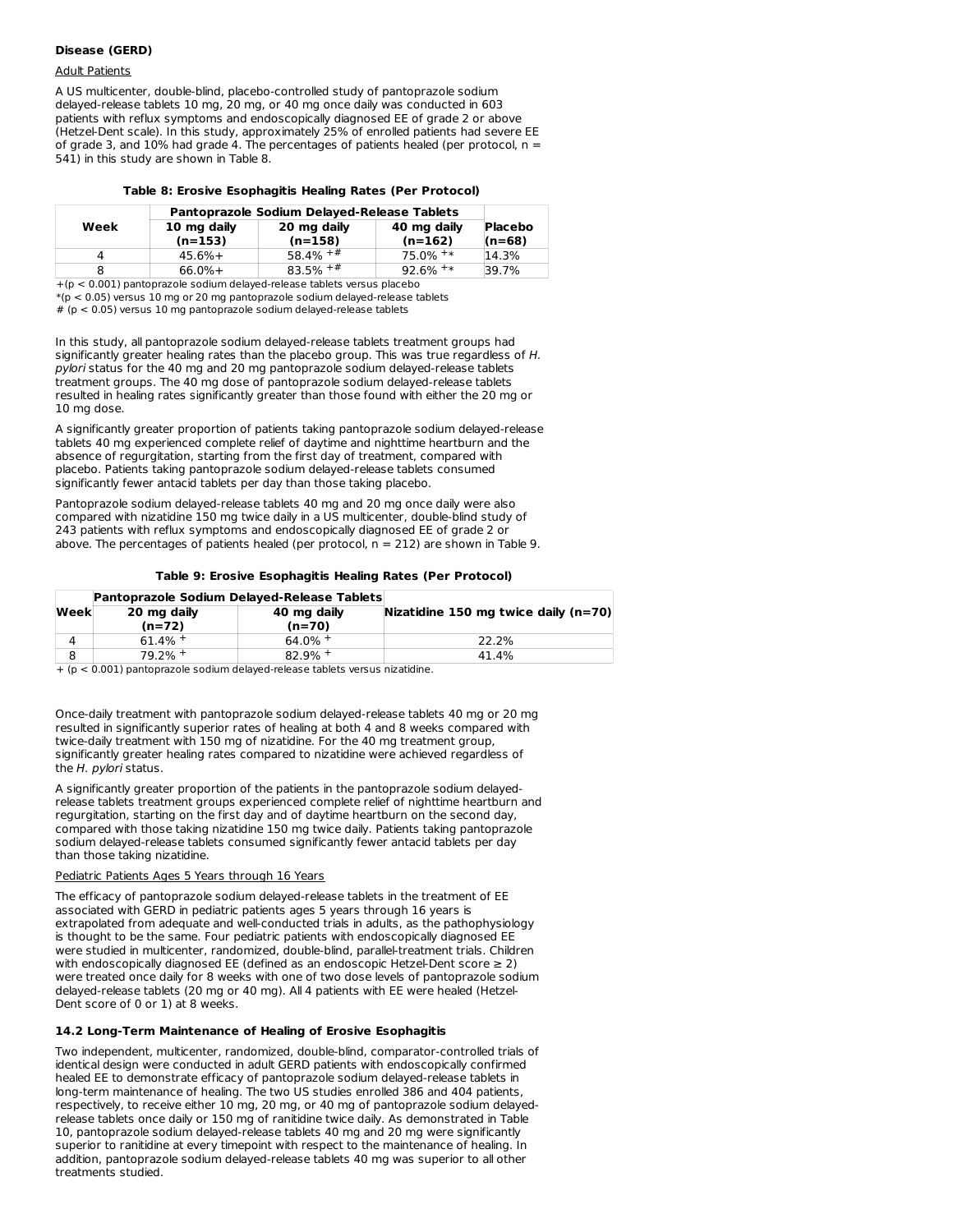**Disease (GERD)**

Adult Patients

A US multicenter, double-blind, placebo-controlled study of pantoprazole sodium delayed-release tablets 10 mg, 20 mg, or 40 mg once daily was conducted in 603 patients with reflux symptoms and endoscopically diagnosed EE of grade 2 or above (Hetzel-Dent scale). In this study, approximately 25% of enrolled patients had severe EE of grade 3, and 10% had grade 4. The percentages of patients healed (per protocol, n = 541) in this study are shown in Table 8.

**Table 8: Erosive Esophagitis Healing Rates (Per Protocol)**

| Week | Pantoprazole Sodium Delayed-Release Tablets | | | Placebo |
|---|---|---|---|---|
| | 10 mg daily (n=153) | 20 mg daily (n=158) | 40 mg daily (n=162) | (n=68) |
| 4 | 45.6%+ | 58.4% +# | 75.0% +* | 14.3% |
| 8 | 66.0%+ | 83.5% +# | 92.6% +* | 39.7% |

+($p < 0.001$) pantoprazole sodium delayed-release tablets versus placebo
*($p < 0.05$) versus 10 mg or 20 mg pantoprazole sodium delayed-release tablets
# ($p < 0.05$) versus 10 mg pantoprazole sodium delayed-release tablets

In this study, all pantoprazole sodium delayed-release tablets treatment groups had significantly greater healing rates than the placebo group. This was true regardless of *H. pylori* status for the 40 mg and 20 mg pantoprazole sodium delayed-release tablets treatment groups. The 40 mg dose of pantoprazole sodium delayed-release tablets resulted in healing rates significantly greater than those found with either the 20 mg or 10 mg dose.

A significantly greater proportion of patients taking pantoprazole sodium delayed-release tablets 40 mg experienced complete relief of daytime and nighttime heartburn and the absence of regurgitation, starting from the first day of treatment, compared with placebo. Patients taking pantoprazole sodium delayed-release tablets consumed significantly fewer antacid tablets per day than those taking placebo.

Pantoprazole sodium delayed-release tablets 40 mg and 20 mg once daily were also compared with nizatidine 150 mg twice daily in a US multicenter, double-blind study of 243 patients with reflux symptoms and endoscopically diagnosed EE of grade 2 or above. The percentages of patients healed (per protocol, n = 212) are shown in Table 9.

**Table 9: Erosive Esophagitis Healing Rates (Per Protocol)**

| Week | Pantoprazole Sodium Delayed-Release Tablets | | Nizatidine 150 mg twice daily (n=70) |
|---|---|---|---|
| | 20 mg daily (n=72) | 40 mg daily (n=70) | |
| 4 | 61.4% + | 64.0% + | 22.2% |
| 8 | 79.2% + | 82.9% + | 41.4% |

+ ($p < 0.001$) pantoprazole sodium delayed-release tablets versus nizatidine.

Once-daily treatment with pantoprazole sodium delayed-release tablets 40 mg or 20 mg resulted in significantly superior rates of healing at both 4 and 8 weeks compared with twice-daily treatment with 150 mg of nizatidine. For the 40 mg treatment group, significantly greater healing rates compared to nizatidine were achieved regardless of the *H. pylori* status.

A significantly greater proportion of the patients in the pantoprazole sodium delayed-release tablets treatment groups experienced complete relief of nighttime heartburn and regurgitation, starting on the first day and of daytime heartburn on the second day, compared with those taking nizatidine 150 mg twice daily. Patients taking pantoprazole sodium delayed-release tablets consumed significantly fewer antacid tablets per day than those taking nizatidine.

Pediatric Patients Ages 5 Years through 16 Years

The efficacy of pantoprazole sodium delayed-release tablets in the treatment of EE associated with GERD in pediatric patients ages 5 years through 16 years is extrapolated from adequate and well-conducted trials in adults, as the pathophysiology is thought to be the same. Four pediatric patients with endoscopically diagnosed EE were studied in multicenter, randomized, double-blind, parallel-treatment trials. Children with endoscopically diagnosed EE (defined as an endoscopic Hetzel-Dent score ≥ 2) were treated once daily for 8 weeks with one of two dose levels of pantoprazole sodium delayed-release tablets (20 mg or 40 mg). All 4 patients with EE were healed (Hetzel-Dent score of 0 or 1) at 8 weeks.

### 14.2 Long-Term Maintenance of Healing of Erosive Esophagitis

Two independent, multicenter, randomized, double-blind, comparator-controlled trials of identical design were conducted in adult GERD patients with endoscopically confirmed healed EE to demonstrate efficacy of pantoprazole sodium delayed-release tablets in long-term maintenance of healing. The two US studies enrolled 386 and 404 patients, respectively, to receive either 10 mg, 20 mg, or 40 mg of pantoprazole sodium delayed-release tablets once daily or 150 mg of ranitidine twice daily. As demonstrated in Table 10, pantoprazole sodium delayed-release tablets 40 mg and 20 mg were significantly superior to ranitidine at every timepoint with respect to the maintenance of healing. In addition, pantoprazole sodium delayed-release tablets 40 mg was superior to all other treatments studied.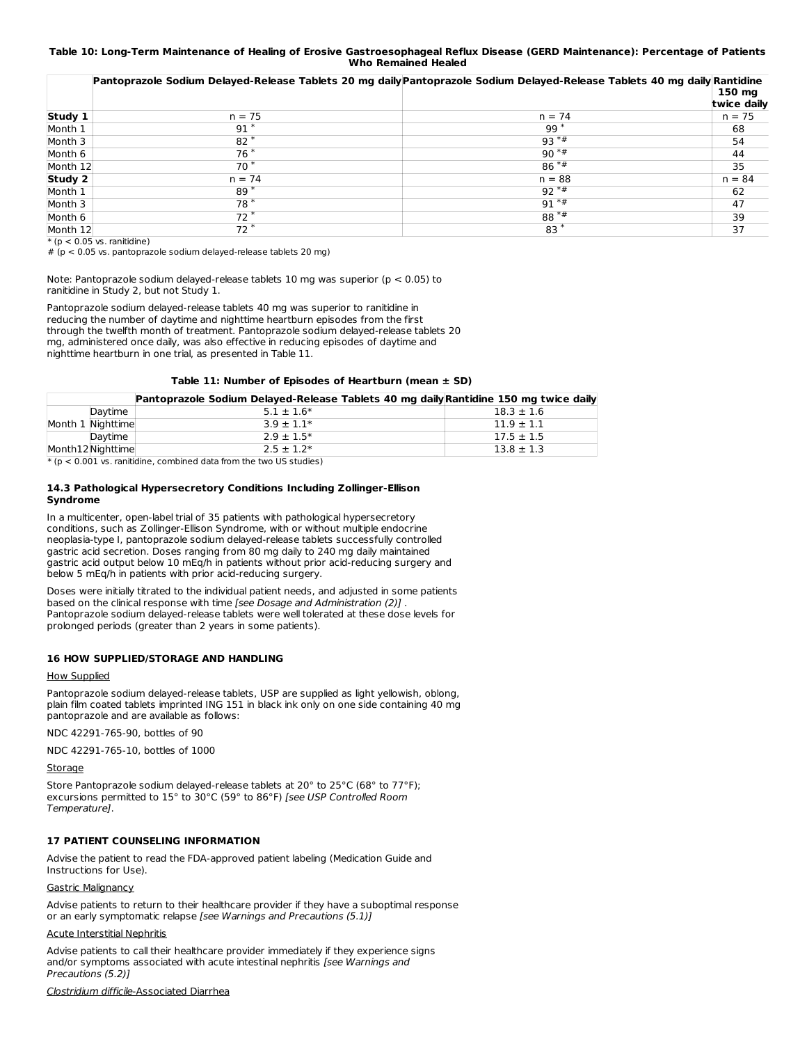**Table 10: Long-Term Maintenance of Healing of Erosive Gastroesophageal Reflux Disease (GERD Maintenance): Percentage of Patients Who Remained Healed**

| | Pantoprazole Sodium Delayed-Release Tablets 20 mg daily | Pantoprazole Sodium Delayed-Release Tablets 40 mg daily | Rantidine 150 mg twice daily |
|---|---|---|---|
| **Study 1** | n = 75 | n = 74 | n = 75 |
| Month 1 | 91 * | 99 * | 68 |
| Month 3 | 82 * | 93 *# | 54 |
| Month 6 | 76 * | 90 *# | 44 |
| Month 12 | 70 * | 86 *# | 35 |
| **Study 2** | n = 74 | n = 88 | n = 84 |
| Month 1 | 89 * | 92 *# | 62 |
| Month 3 | 78 * | 91 *# | 47 |
| Month 6 | 72 * | 88 *# | 39 |
| Month 12 | 72 * | 83 * | 37 |

* ($p < 0.05$ vs. ranitidine)

# ($p < 0.05$ vs. pantoprazole sodium delayed-release tablets 20 mg)

Note: Pantoprazole sodium delayed-release tablets 10 mg was superior ($p < 0.05$) to ranitidine in Study 2, but not Study 1.

Pantoprazole sodium delayed-release tablets 40 mg was superior to ranitidine in reducing the number of daytime and nighttime heartburn episodes from the first through the twelfth month of treatment. Pantoprazole sodium delayed-release tablets 20 mg, administered once daily, was also effective in reducing episodes of daytime and nighttime heartburn in one trial, as presented in Table 11.

**Table 11: Number of Episodes of Heartburn (mean ± SD)**

| | | Pantoprazole Sodium Delayed-Release Tablets 40 mg daily | Rantidine 150 mg twice daily |
|---|---|---|---|
| Month 1 | Daytime | 5.1 ± 1.6* | 18.3 ± 1.6 |
| | Nighttime | 3.9 ± 1.1* | 11.9 ± 1.1 |
| Month12 | Daytime | 2.9 ± 1.5* | 17.5 ± 1.5 |
| | Nighttime | 2.5 ± 1.2* | 13.8 ± 1.3 |

* ($p < 0.001$ vs. ranitidine, combined data from the two US studies)

### 14.3 Pathological Hypersecretory Conditions Including Zollinger-Ellison Syndrome

In a multicenter, open-label trial of 35 patients with pathological hypersecretory conditions, such as Zollinger-Ellison Syndrome, with or without multiple endocrine neoplasia-type I, pantoprazole sodium delayed-release tablets successfully controlled gastric acid secretion. Doses ranging from 80 mg daily to 240 mg daily maintained gastric acid output below 10 mEq/h in patients without prior acid-reducing surgery and below 5 mEq/h in patients with prior acid-reducing surgery.

Doses were initially titrated to the individual patient needs, and adjusted in some patients based on the clinical response with time *[see Dosage and Administration (2)]* . Pantoprazole sodium delayed-release tablets were well tolerated at these dose levels for prolonged periods (greater than 2 years in some patients).

## 16 HOW SUPPLIED/STORAGE AND HANDLING

How Supplied

Pantoprazole sodium delayed-release tablets, USP are supplied as light yellowish, oblong, plain film coated tablets imprinted ING 151 in black ink only on one side containing 40 mg pantoprazole and are available as follows:

NDC 42291-765-90, bottles of 90

NDC 42291-765-10, bottles of 1000

Storage

Store Pantoprazole sodium delayed-release tablets at 20° to 25°C (68° to 77°F); excursions permitted to 15° to 30°C (59° to 86°F) *[see USP Controlled Room Temperature]*.

## 17 PATIENT COUNSELING INFORMATION

Advise the patient to read the FDA-approved patient labeling (Medication Guide and Instructions for Use).

Gastric Malignancy

Advise patients to return to their healthcare provider if they have a suboptimal response or an early symptomatic relapse *[see Warnings and Precautions (5.1)]*

Acute Interstitial Nephritis

Advise patients to call their healthcare provider immediately if they experience signs and/or symptoms associated with acute intestinal nephritis *[see Warnings and Precautions (5.2)]*

*Clostridium difficile*-Associated Diarrhea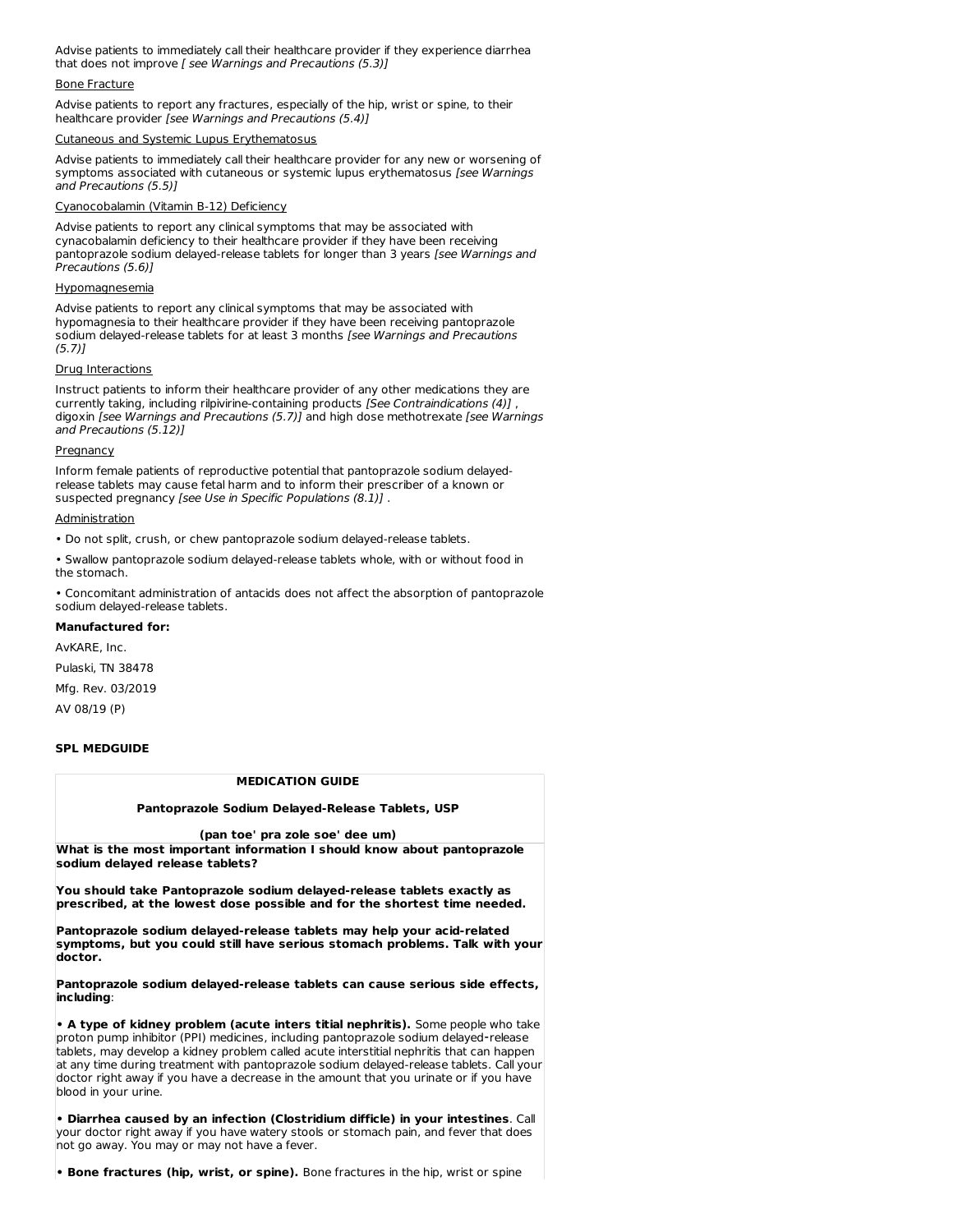Advise patients to immediately call their healthcare provider if they experience diarrhea that does not improve *[ see Warnings and Precautions (5.3)]*

Bone Fracture

Advise patients to report any fractures, especially of the hip, wrist or spine, to their healthcare provider *[see Warnings and Precautions (5.4)]*

Cutaneous and Systemic Lupus Erythematosus

Advise patients to immediately call their healthcare provider for any new or worsening of symptoms associated with cutaneous or systemic lupus erythematosus *[see Warnings and Precautions (5.5)]*

Cyanocobalamin (Vitamin B-12) Deficiency

Advise patients to report any clinical symptoms that may be associated with cynacobalamin deficiency to their healthcare provider if they have been receiving pantoprazole sodium delayed-release tablets for longer than 3 years *[see Warnings and Precautions (5.6)]*

Hypomagnesemia

Advise patients to report any clinical symptoms that may be associated with hypomagnesia to their healthcare provider if they have been receiving pantoprazole sodium delayed-release tablets for at least 3 months *[see Warnings and Precautions (5.7)]*

Drug Interactions

Instruct patients to inform their healthcare provider of any other medications they are currently taking, including rilpivirine-containing products *[See Contraindications (4)]* , digoxin *[see Warnings and Precautions (5.7)]* and high dose methotrexate *[see Warnings and Precautions (5.12)]*

Pregnancy

Inform female patients of reproductive potential that pantoprazole sodium delayed-release tablets may cause fetal harm and to inform their prescriber of a known or suspected pregnancy *[see Use in Specific Populations (8.1)]* .

Administration

• Do not split, crush, or chew pantoprazole sodium delayed-release tablets.

• Swallow pantoprazole sodium delayed-release tablets whole, with or without food in the stomach.

• Concomitant administration of antacids does not affect the absorption of pantoprazole sodium delayed-release tablets.

**Manufactured for:**

AvKARE, Inc.

Pulaski, TN 38478

Mfg. Rev. 03/2019

AV 08/19 (P)

**SPL MEDGUIDE**

**MEDICATION GUIDE**

**Pantoprazole Sodium Delayed-Release Tablets, USP**

**(pan toe' pra zole soe' dee um)**

**What is the most important information I should know about pantoprazole sodium delayed release tablets?**

**You should take Pantoprazole sodium delayed-release tablets exactly as prescribed, at the lowest dose possible and for the shortest time needed.**

**Pantoprazole sodium delayed-release tablets may help your acid-related symptoms, but you could still have serious stomach problems. Talk with your doctor.**

**Pantoprazole sodium delayed-release tablets can cause serious side effects, including**:

**• A type of kidney problem (acute inters titial nephritis).** Some people who take proton pump inhibitor (PPI) medicines, including pantoprazole sodium delayed-release tablets, may develop a kidney problem called acute interstitial nephritis that can happen at any time during treatment with pantoprazole sodium delayed-release tablets. Call your doctor right away if you have a decrease in the amount that you urinate or if you have blood in your urine.

**• Diarrhea caused by an infection (Clostridium difficle) in your intestines**. Call your doctor right away if you have watery stools or stomach pain, and fever that does not go away. You may or may not have a fever.

**• Bone fractures (hip, wrist, or spine).** Bone fractures in the hip, wrist or spine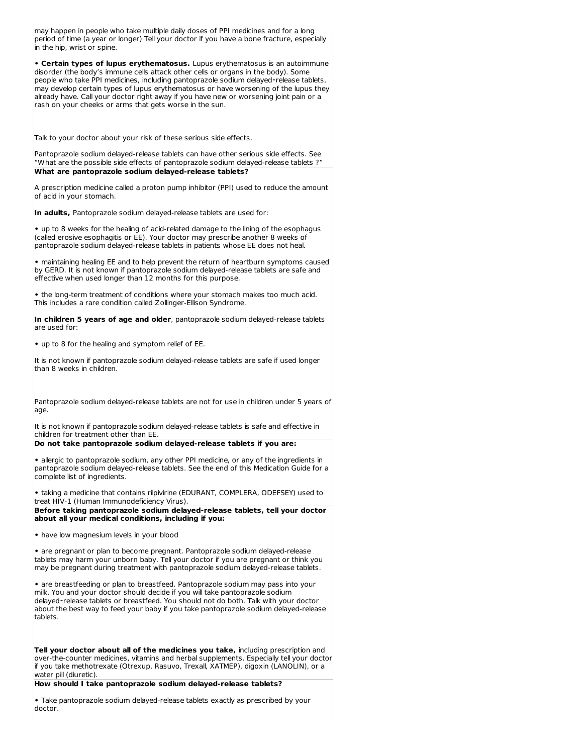may happen in people who take multiple daily doses of PPI medicines and for a long period of time (a year or longer) Tell your doctor if you have a bone fracture, especially in the hip, wrist or spine.

• **Certain types of lupus erythematosus.** Lupus erythematosus is an autoimmune disorder (the body's immune cells attack other cells or organs in the body). Some people who take PPI medicines, including pantoprazole sodium delayed‑release tablets, may develop certain types of lupus erythematosus or have worsening of the lupus they already have. Call your doctor right away if you have new or worsening joint pain or a rash on your cheeks or arms that gets worse in the sun.

Talk to your doctor about your risk of these serious side effects.

Pantoprazole sodium delayed-release tablets can have other serious side effects. See "What are the possible side effects of pantoprazole sodium delayed-release tablets ?"

**What are pantoprazole sodium delayed-release tablets?**

A prescription medicine called a proton pump inhibitor (PPI) used to reduce the amount of acid in your stomach.

**In adults,** Pantoprazole sodium delayed-release tablets are used for:

• up to 8 weeks for the healing of acid-related damage to the lining of the esophagus (called erosive esophagitis or EE). Your doctor may prescribe another 8 weeks of pantoprazole sodium delayed-release tablets in patients whose EE does not heal.

• maintaining healing EE and to help prevent the return of heartburn symptoms caused by GERD. It is not known if pantoprazole sodium delayed-release tablets are safe and effective when used longer than 12 months for this purpose.

• the long-term treatment of conditions where your stomach makes too much acid. This includes a rare condition called Zollinger-Ellison Syndrome.

**In children 5 years of age and older**, pantoprazole sodium delayed-release tablets are used for:

• up to 8 for the healing and symptom relief of EE.

It is not known if pantoprazole sodium delayed-release tablets are safe if used longer than 8 weeks in children.

Pantoprazole sodium delayed-release tablets are not for use in children under 5 years of age.

It is not known if pantoprazole sodium delayed-release tablets is safe and effective in children for treatment other than EE.

**Do not take pantoprazole sodium delayed-release tablets if you are:**

• allergic to pantoprazole sodium, any other PPI medicine, or any of the ingredients in pantoprazole sodium delayed-release tablets. See the end of this Medication Guide for a complete list of ingredients.

• taking a medicine that contains rilpivirine (EDURANT, COMPLERA, ODEFSEY) used to treat HIV-1 (Human Immunodeficiency Virus).

**Before taking pantoprazole sodium delayed-release tablets, tell your doctor about all your medical conditions, including if you:**

• have low magnesium levels in your blood

• are pregnant or plan to become pregnant. Pantoprazole sodium delayed-release tablets may harm your unborn baby. Tell your doctor if you are pregnant or think you may be pregnant during treatment with pantoprazole sodium delayed-release tablets.

• are breastfeeding or plan to breastfeed. Pantoprazole sodium may pass into your milk. You and your doctor should decide if you will take pantoprazole sodium delayed‑release tablets or breastfeed. You should not do both. Talk with your doctor about the best way to feed your baby if you take pantoprazole sodium delayed-release tablets.

**Tell your doctor about all of the medicines you take,** including prescription and over-the-counter medicines, vitamins and herbal supplements. Especially tell your doctor if you take methotrexate (Otrexup, Rasuvo, Trexall, XATMEP), digoxin (LANOLIN), or a water pill (diuretic).

**How should I take pantoprazole sodium delayed-release tablets?**

• Take pantoprazole sodium delayed-release tablets exactly as prescribed by your doctor.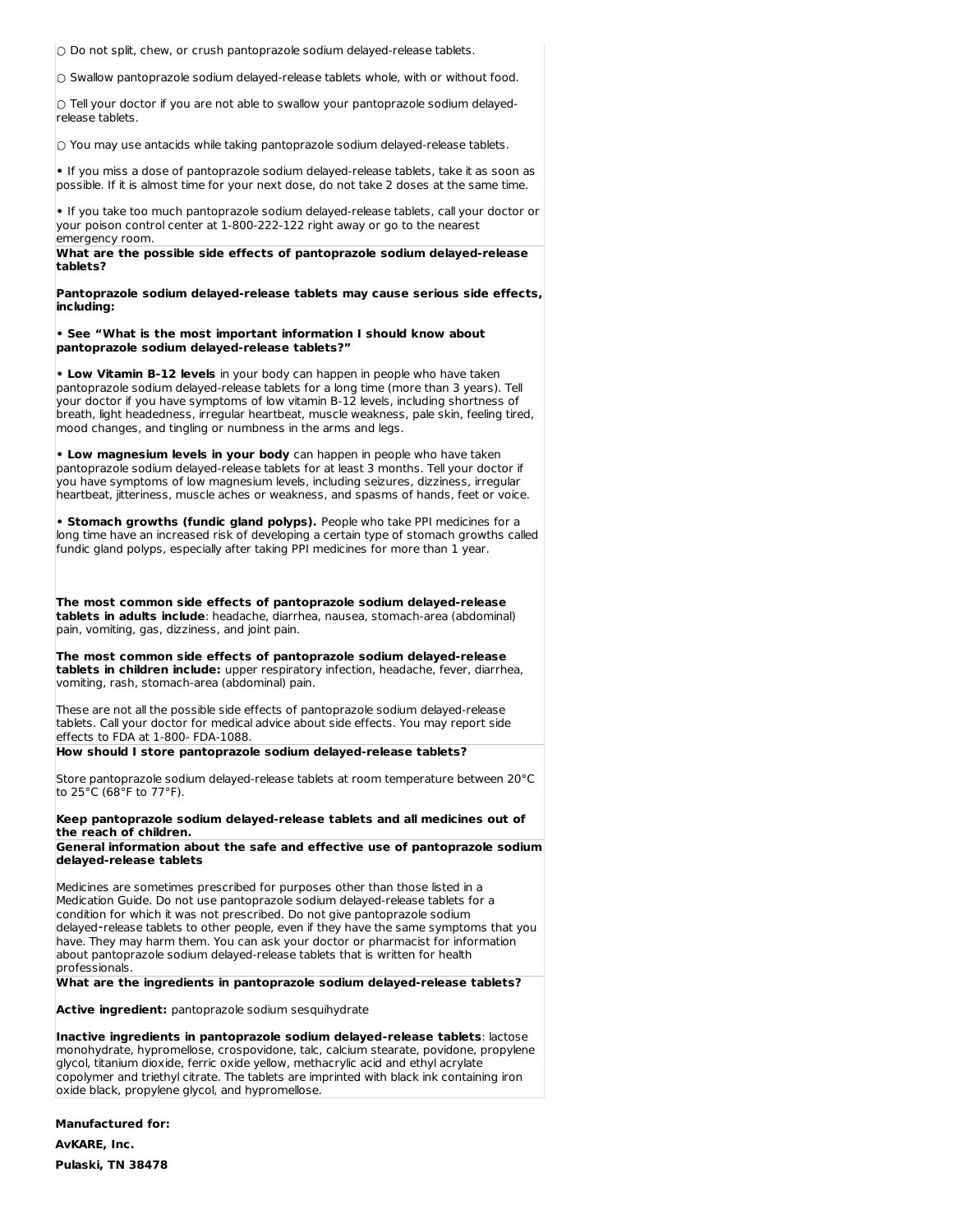○ Do not split, chew, or crush pantoprazole sodium delayed-release tablets.

○ Swallow pantoprazole sodium delayed-release tablets whole, with or without food.

○ Tell your doctor if you are not able to swallow your pantoprazole sodium delayed-release tablets.

○ You may use antacids while taking pantoprazole sodium delayed-release tablets.

• If you miss a dose of pantoprazole sodium delayed-release tablets, take it as soon as possible. If it is almost time for your next dose, do not take 2 doses at the same time.

• If you take too much pantoprazole sodium delayed-release tablets, call your doctor or your poison control center at 1-800-222-122 right away or go to the nearest emergency room.

**What are the possible side effects of pantoprazole sodium delayed-release tablets?**

**Pantoprazole sodium delayed-release tablets may cause serious side effects, including:**

**• See "What is the most important information I should know about pantoprazole sodium delayed-release tablets?"**

**• Low Vitamin B-12 levels** in your body can happen in people who have taken pantoprazole sodium delayed-release tablets for a long time (more than 3 years). Tell your doctor if you have symptoms of low vitamin B-12 levels, including shortness of breath, light headedness, irregular heartbeat, muscle weakness, pale skin, feeling tired, mood changes, and tingling or numbness in the arms and legs.

**• Low magnesium levels in your body** can happen in people who have taken pantoprazole sodium delayed-release tablets for at least 3 months. Tell your doctor if you have symptoms of low magnesium levels, including seizures, dizziness, irregular heartbeat, jitteriness, muscle aches or weakness, and spasms of hands, feet or voice.

**• Stomach growths (fundic gland polyps).** People who take PPI medicines for a long time have an increased risk of developing a certain type of stomach growths called fundic gland polyps, especially after taking PPI medicines for more than 1 year.

**The most common side effects of pantoprazole sodium delayed-release tablets in adults include**: headache, diarrhea, nausea, stomach-area (abdominal) pain, vomiting, gas, dizziness, and joint pain.

**The most common side effects of pantoprazole sodium delayed-release tablets in children include:** upper respiratory infection, headache, fever, diarrhea, vomiting, rash, stomach-area (abdominal) pain.

These are not all the possible side effects of pantoprazole sodium delayed-release tablets. Call your doctor for medical advice about side effects. You may report side effects to FDA at 1-800- FDA-1088.

**How should I store pantoprazole sodium delayed-release tablets?**

Store pantoprazole sodium delayed-release tablets at room temperature between 20°C to 25°C (68°F to 77°F).

**Keep pantoprazole sodium delayed-release tablets and all medicines out of the reach of children.**

**General information about the safe and effective use of pantoprazole sodium delayed-release tablets**

Medicines are sometimes prescribed for purposes other than those listed in a Medication Guide. Do not use pantoprazole sodium delayed-release tablets for a condition for which it was not prescribed. Do not give pantoprazole sodium delayed-release tablets to other people, even if they have the same symptoms that you have. They may harm them. You can ask your doctor or pharmacist for information about pantoprazole sodium delayed-release tablets that is written for health professionals.

**What are the ingredients in pantoprazole sodium delayed-release tablets?**

**Active ingredient:** pantoprazole sodium sesquihydrate

**Inactive ingredients in pantoprazole sodium delayed-release tablets**: lactose monohydrate, hypromellose, crospovidone, talc, calcium stearate, povidone, propylene glycol, titanium dioxide, ferric oxide yellow, methacrylic acid and ethyl acrylate copolymer and triethyl citrate. The tablets are imprinted with black ink containing iron oxide black, propylene glycol, and hypromellose.

**Manufactured for:**

**AvKARE, Inc.**

**Pulaski, TN 38478**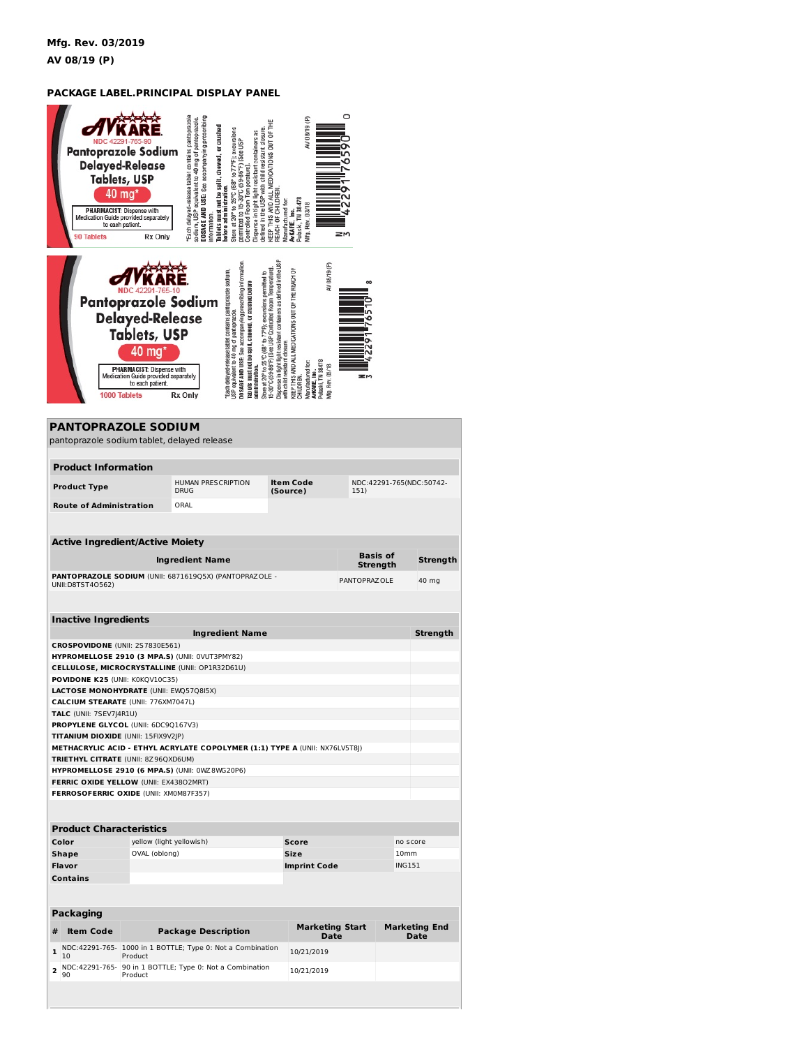Mfg. Rev. 03/2019

AV 08/19 (P)

**PACKAGE LABEL.PRINCIPAL DISPLAY PANEL**

AVKARE
NDC 42291-765-90
Pantoprazole Sodium
Delayed-Release
Tablets, USP
40 mg*
PHARMACIST: Dispense with Medication Guide provided separately to each patient.
90 Tablets Rx Only

*Each delayed-release tablet contains pantoprazole sodium, USP equivalent to 40 mg of pantoprazole.
DOSAGE AND USE: See accompanying prescribing information.
Tablets must not be split, chewed, or crushed before administration.
Store at 20° to 25°C (68° to 77°F); excursions permitted to 15-30°C (59-86°F) [See USP Controlled Room Temperature].
Dispense in a tight light resistant containers as defined in the USP with child resistant closure.
KEEP THIS AND ALL MEDICATIONS OUT OF THE REACH OF CHILDREN.
Manufactured for:
AVKARE, Inc.
Pulaski, TN 38478
Mfg. Rev. 03/18
AV 08/19 (P)

N 3 42291 76590 0

AVKARE
NDC 42291-765-10
Pantoprazole Sodium
Delayed-Release
Tablets, USP
40 mg*
PHARMACIST: Dispense with Medication Guide provided separately to each patient.
1000 Tablets Rx Only

*Each delayed-release tablet contains pantoprazole sodium, USP equivalent to 40 mg of pantoprazole.
DOSAGE AND USE: See accompanying prescribing information.
Tablets must not be split, chewed, or crushed before administration.
Store at 20° to 25°C (68° to 77°F); excursions permitted to 15-30°C (59-86°F) [See USP Controlled Room Temperature].
Dispense in tight light resistant containers as defined in the USP with child resistant closure.
KEEP THIS AND ALL MEDICATIONS OUT OF THE REACH OF CHILDREN.
Manufactured for:
AVKARE, Inc.
Pulaski, TN 38478
Mfg. Rev. 03/18
AV 08/19 (P)

N 3 42291 76510 8

## PANTOPRAZOLE SODIUM

pantoprazole sodium tablet, delayed release

### Product Information

| | | | |
|---|---|---|---|
| **Product Type** | HUMAN PRESCRIPTION DRUG | **Item Code (Source)** | NDC:42291-765(NDC:50742-151) |
| **Route of Administration** | ORAL | | |

### Active Ingredient/Active Moiety

| Ingredient Name | Basis of Strength | Strength |
|---|---|---|
| **PANTOPRAZOLE SODIUM** (UNII: 6871619Q5X) (PANTOPRAZOLE - UNII:D8TST4O562) | PANTOPRAZOLE | 40 mg |

### Inactive Ingredients

| Ingredient Name | Strength |
|---|---|
| **CROSPOVIDONE** (UNII: 2S7830E561) | |
| **HYPROMELLOSE 2910 (3 MPA.S)** (UNII: 0VUT3PMY82) | |
| **CELLULOSE, MICROCRYSTALLINE** (UNII: OP1R32D61U) | |
| **POVIDONE K25** (UNII: K0KQV10C35) | |
| **LACTOSE MONOHYDRATE** (UNII: EWQ57Q8I5X) | |
| **CALCIUM STEARATE** (UNII: 776XM7047L) | |
| **TALC** (UNII: 7SEV7J4R1U) | |
| **PROPYLENE GLYCOL** (UNII: 6DC9Q167V3) | |
| **TITANIUM DIOXIDE** (UNII: 15FIX9V2JP) | |
| **METHACRYLIC ACID - ETHYL ACRYLATE COPOLYMER (1:1) TYPE A** (UNII: NX76LV5T8J) | |
| **TRIETHYL CITRATE** (UNII: 8Z96QXD6UM) | |
| **HYPROMELLOSE 2910 (6 MPA.S)** (UNII: 0WZ8WG20P6) | |
| **FERRIC OXIDE YELLOW** (UNII: EX438O2MRT) | |
| **FERROSOFERRIC OXIDE** (UNII: XM0M87F357) | |

### Product Characteristics

| | | | |
|---|---|---|---|
| **Color** | yellow (light yellowish) | **Score** | no score |
| **Shape** | OVAL (oblong) | **Size** | 10mm |
| **Flavor** | | **Imprint Code** | ING151 |
| **Contains** | | | |

### Packaging

| # | Item Code | Package Description | Marketing Start Date | Marketing End Date |
|---|---|---|---|---|
| 1 | NDC:42291-765-10 | 1000 in 1 BOTTLE; Type 0: Not a Combination Product | 10/21/2019 | |
| 2 | NDC:42291-765-90 | 90 in 1 BOTTLE; Type 0: Not a Combination Product | 10/21/2019 | |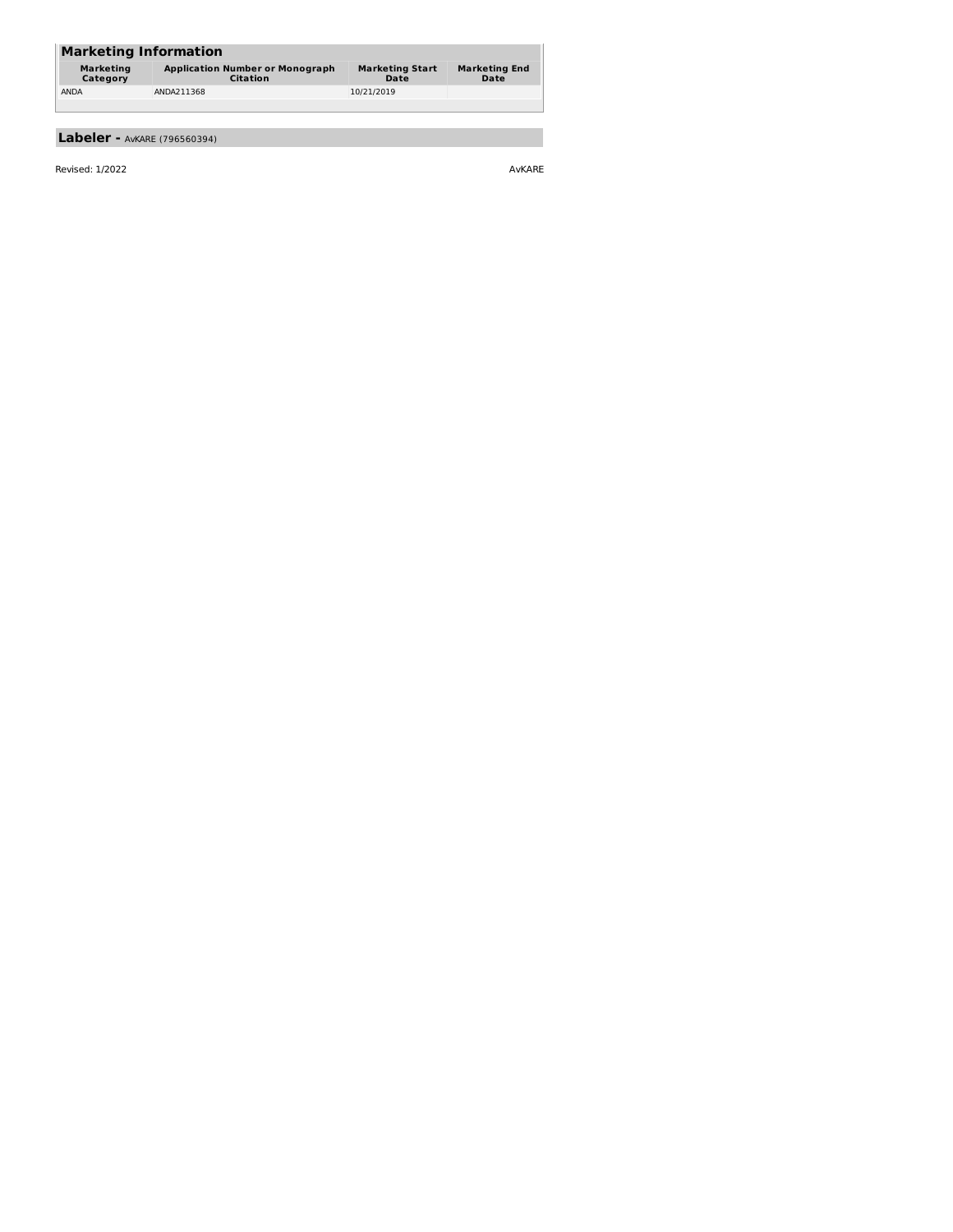## Marketing Information

| Marketing Category | Application Number or Monograph Citation | Marketing Start Date | Marketing End Date |
|---|---|---|---|
| ANDA | ANDA211368 | 10/21/2019 | |

## Labeler - AvKARE (796560394)

Revised: 1/2022

AvKARE